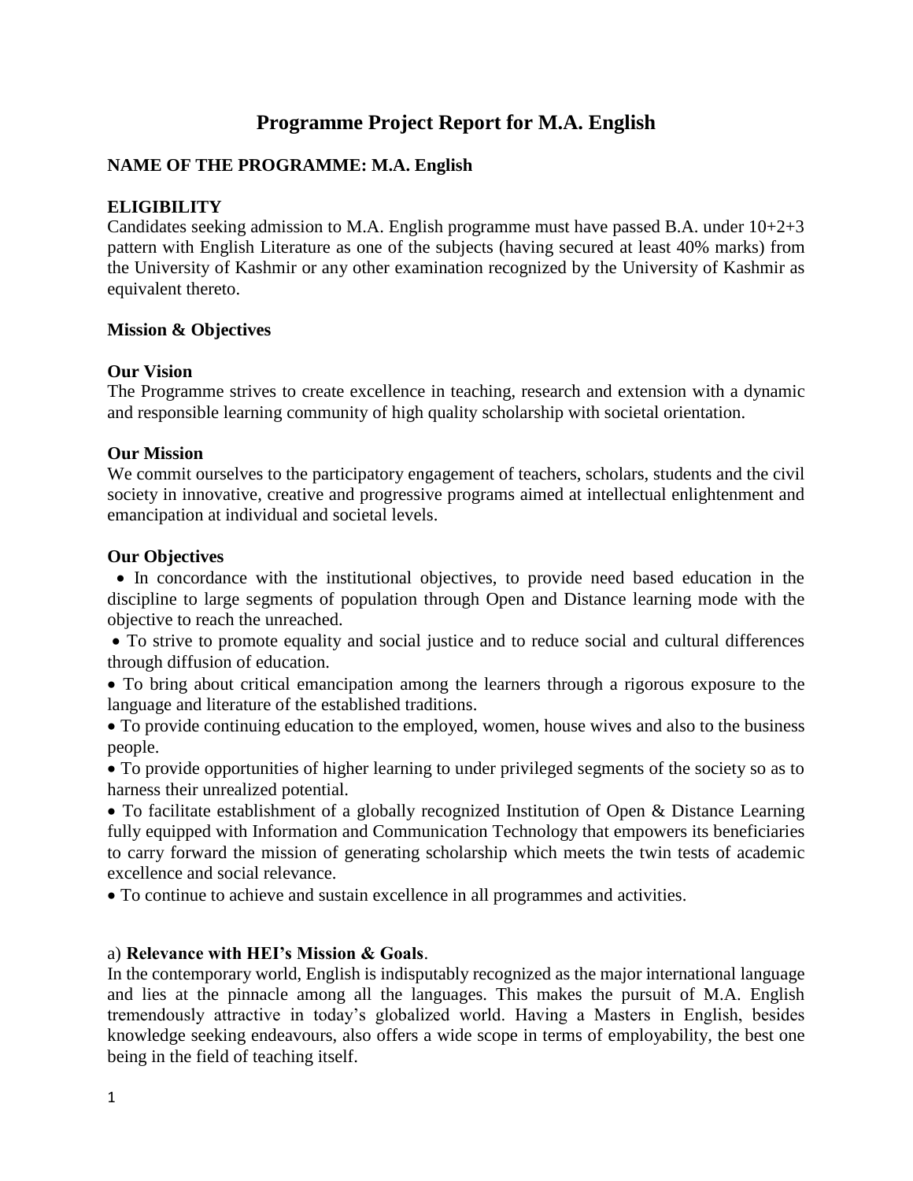# Programme Project Report for M.A. English

**NAME OF THE PROGRAMME: M.A. English**

**ELIGIBILITY**

Candidates seeking admission to M.A. English programme must have passed B.A. under 10+2+3 pattern with English Literature as one of the subjects (having secured at least 40% marks) from the University of Kashmir or any other examination recognized by the University of Kashmir as equivalent thereto.

**Mission & Objectives**

**Our Vision**

The Programme strives to create excellence in teaching, research and extension with a dynamic and responsible learning community of high quality scholarship with societal orientation.

**Our Mission**

We commit ourselves to the participatory engagement of teachers, scholars, students and the civil society in innovative, creative and progressive programs aimed at intellectual enlightenment and emancipation at individual and societal levels.

**Our Objectives**

- In concordance with the institutional objectives, to provide need based education in the discipline to large segments of population through Open and Distance learning mode with the objective to reach the unreached.
- To strive to promote equality and social justice and to reduce social and cultural differences through diffusion of education.
- To bring about critical emancipation among the learners through a rigorous exposure to the language and literature of the established traditions.
- To provide continuing education to the employed, women, house wives and also to the business people.
- To provide opportunities of higher learning to under privileged segments of the society so as to harness their unrealized potential.
- To facilitate establishment of a globally recognized Institution of Open & Distance Learning fully equipped with Information and Communication Technology that empowers its beneficiaries to carry forward the mission of generating scholarship which meets the twin tests of academic excellence and social relevance.
- To continue to achieve and sustain excellence in all programmes and activities.

a) **Relevance with HEI's Mission & Goals**.

In the contemporary world, English is indisputably recognized as the major international language and lies at the pinnacle among all the languages. This makes the pursuit of M.A. English tremendously attractive in today's globalized world. Having a Masters in English, besides knowledge seeking endeavours, also offers a wide scope in terms of employability, the best one being in the field of teaching itself.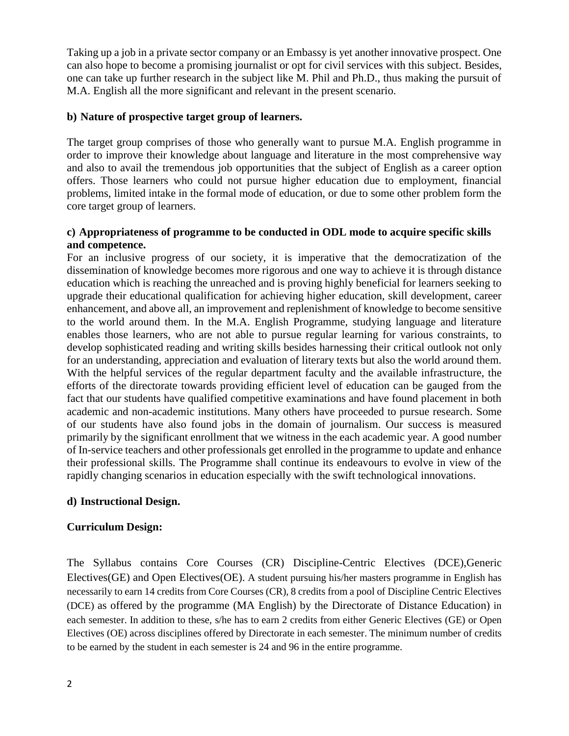Taking up a job in a private sector company or an Embassy is yet another innovative prospect. One can also hope to become a promising journalist or opt for civil services with this subject. Besides, one can take up further research in the subject like M. Phil and Ph.D., thus making the pursuit of M.A. English all the more significant and relevant in the present scenario.

**b) Nature of prospective target group of learners.**

The target group comprises of those who generally want to pursue M.A. English programme in order to improve their knowledge about language and literature in the most comprehensive way and also to avail the tremendous job opportunities that the subject of English as a career option offers. Those learners who could not pursue higher education due to employment, financial problems, limited intake in the formal mode of education, or due to some other problem form the core target group of learners.

**c) Appropriateness of programme to be conducted in ODL mode to acquire specific skills and competence.**

For an inclusive progress of our society, it is imperative that the democratization of the dissemination of knowledge becomes more rigorous and one way to achieve it is through distance education which is reaching the unreached and is proving highly beneficial for learners seeking to upgrade their educational qualification for achieving higher education, skill development, career enhancement, and above all, an improvement and replenishment of knowledge to become sensitive to the world around them. In the M.A. English Programme, studying language and literature enables those learners, who are not able to pursue regular learning for various constraints, to develop sophisticated reading and writing skills besides harnessing their critical outlook not only for an understanding, appreciation and evaluation of literary texts but also the world around them. With the helpful services of the regular department faculty and the available infrastructure, the efforts of the directorate towards providing efficient level of education can be gauged from the fact that our students have qualified competitive examinations and have found placement in both academic and non-academic institutions. Many others have proceeded to pursue research. Some of our students have also found jobs in the domain of journalism. Our success is measured primarily by the significant enrollment that we witness in the each academic year. A good number of In-service teachers and other professionals get enrolled in the programme to update and enhance their professional skills. The Programme shall continue its endeavours to evolve in view of the rapidly changing scenarios in education especially with the swift technological innovations.

**d) Instructional Design.**

**Curriculum Design:**

The Syllabus contains Core Courses (CR) Discipline-Centric Electives (DCE),Generic Electives(GE) and Open Electives(OE). A student pursuing his/her masters programme in English has necessarily to earn 14 credits from Core Courses (CR), 8 credits from a pool of Discipline Centric Electives (DCE) as offered by the programme (MA English) by the Directorate of Distance Education) in each semester. In addition to these, s/he has to earn 2 credits from either Generic Electives (GE) or Open Electives (OE) across disciplines offered by Directorate in each semester. The minimum number of credits to be earned by the student in each semester is 24 and 96 in the entire programme.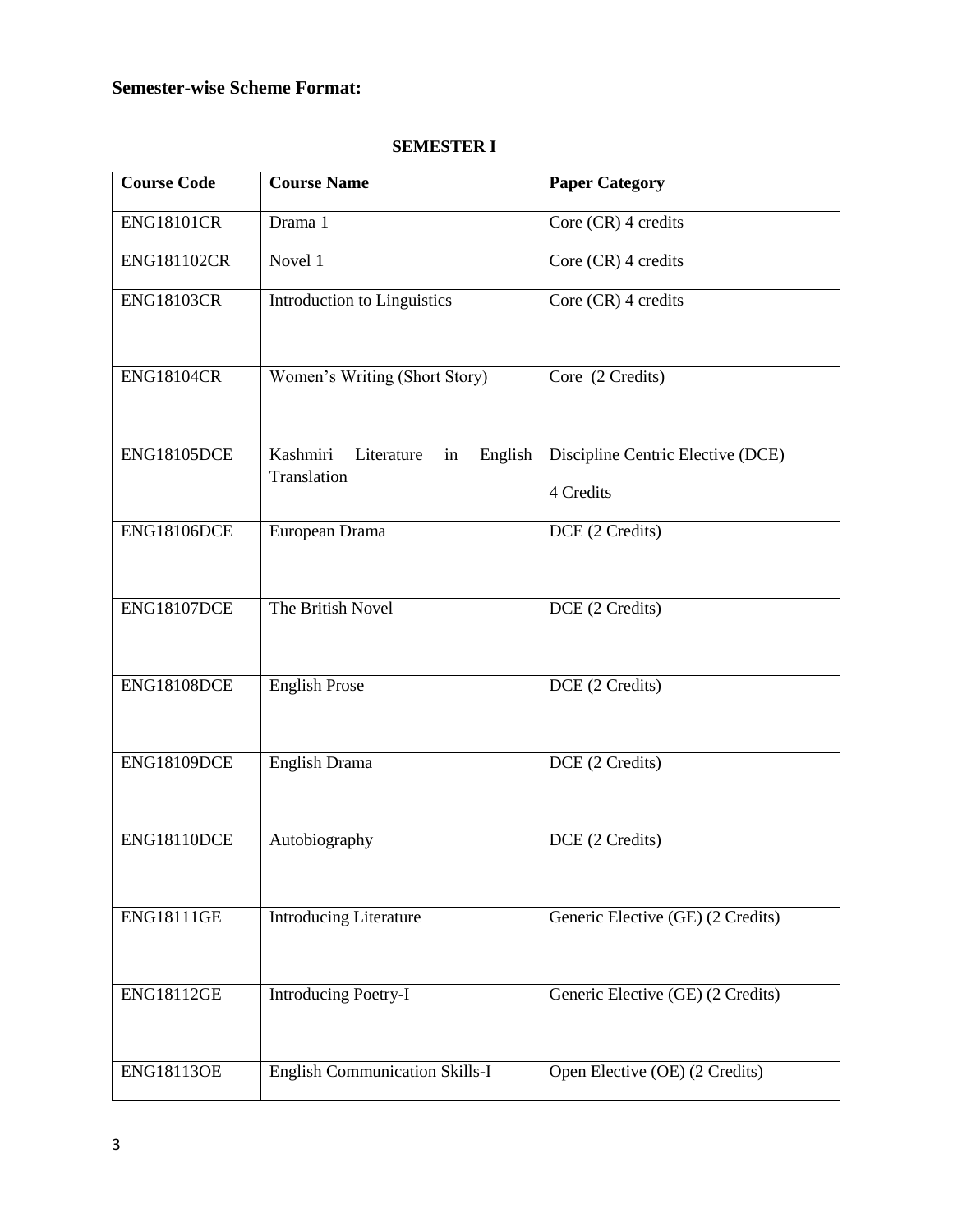**Semester-wise Scheme Format:**

**SEMESTER I**

| Course Code | Course Name | Paper Category |
|---|---|---|
| ENG18101CR | Drama 1 | Core (CR) 4 credits |
| ENG181102CR | Novel 1 | Core (CR) 4 credits |
| ENG18103CR | Introduction to Linguistics | Core (CR) 4 credits |
| ENG18104CR | Women's Writing (Short Story) | Core (2 Credits) |
| ENG18105DCE | Kashmiri Literature in English Translation | Discipline Centric Elective (DCE) 4 Credits |
| ENG18106DCE | European Drama | DCE (2 Credits) |
| ENG18107DCE | The British Novel | DCE (2 Credits) |
| ENG18108DCE | English Prose | DCE (2 Credits) |
| ENG18109DCE | English Drama | DCE (2 Credits) |
| ENG18110DCE | Autobiography | DCE (2 Credits) |
| ENG18111GE | Introducing Literature | Generic Elective (GE) (2 Credits) |
| ENG18112GE | Introducing Poetry-I | Generic Elective (GE) (2 Credits) |
| ENG18113OE | English Communication Skills-I | Open Elective (OE) (2 Credits) |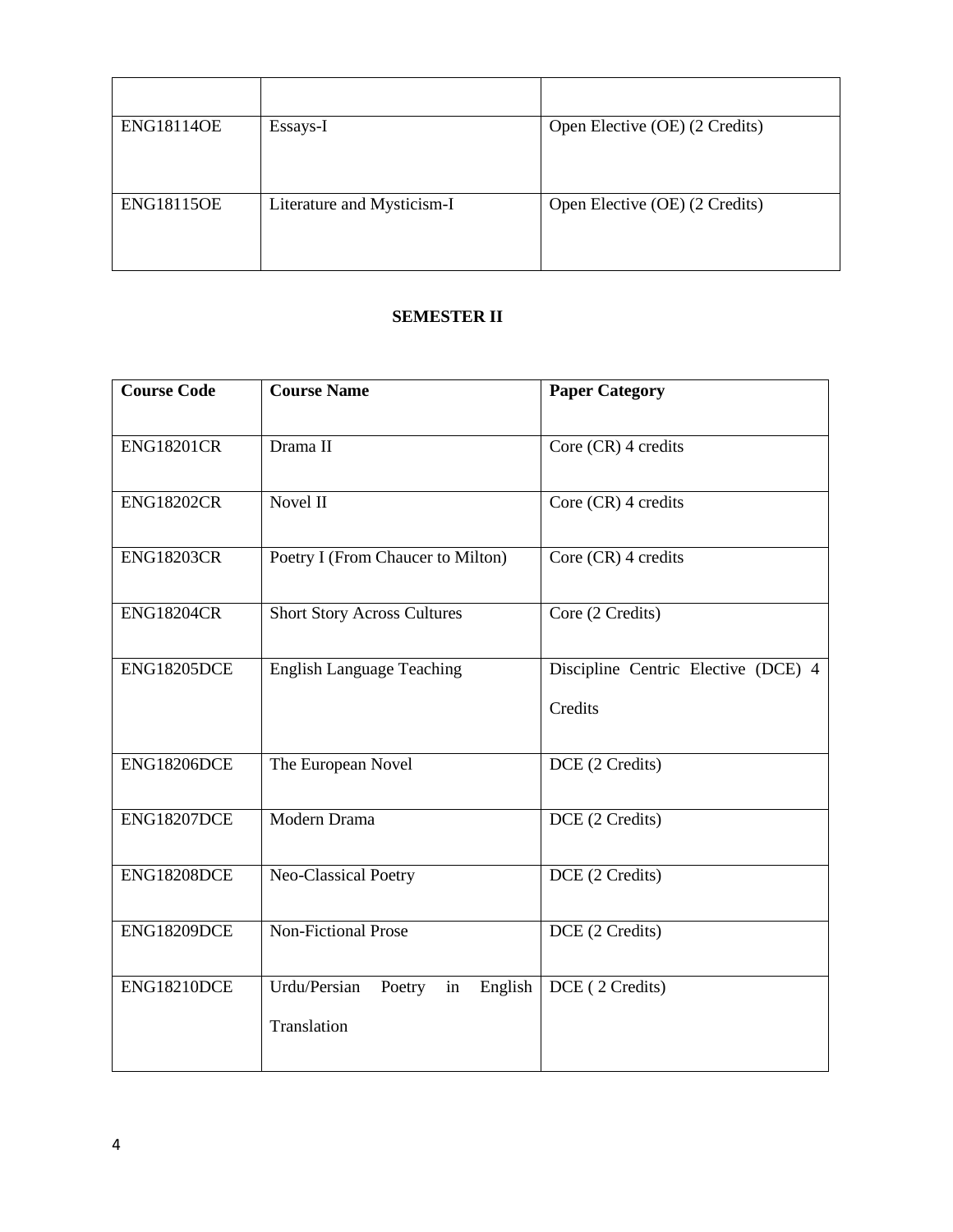| | | |
|---|---|---|
| ENG18114OE | Essays-I | Open Elective (OE) (2 Credits) |
| ENG18115OE | Literature and Mysticism-I | Open Elective (OE) (2 Credits) |

**SEMESTER II**

| Course Code | Course Name | Paper Category |
|---|---|---|
| ENG18201CR | Drama II | Core (CR) 4 credits |
| ENG18202CR | Novel II | Core (CR) 4 credits |
| ENG18203CR | Poetry I (From Chaucer to Milton) | Core (CR) 4 credits |
| ENG18204CR | Short Story Across Cultures | Core (2 Credits) |
| ENG18205DCE | English Language Teaching | Discipline Centric Elective (DCE) 4 Credits |
| ENG18206DCE | The European Novel | DCE (2 Credits) |
| ENG18207DCE | Modern Drama | DCE (2 Credits) |
| ENG18208DCE | Neo-Classical Poetry | DCE (2 Credits) |
| ENG18209DCE | Non-Fictional Prose | DCE (2 Credits) |
| ENG18210DCE | Urdu/Persian Poetry in English Translation | DCE ( 2 Credits) |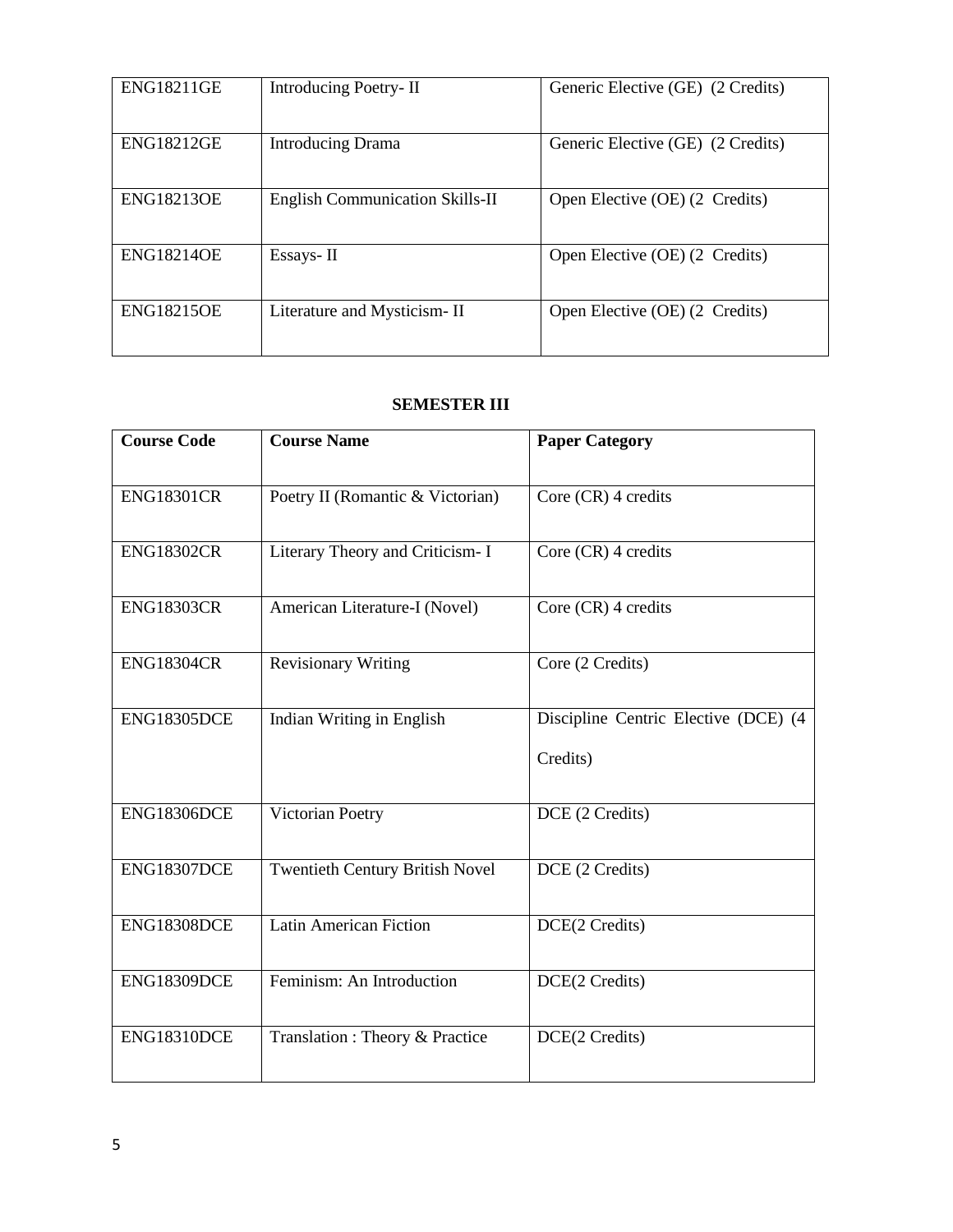| | | |
|---|---|---|
| ENG18211GE | Introducing Poetry- II | Generic Elective (GE) (2 Credits) |
| ENG18212GE | Introducing Drama | Generic Elective (GE) (2 Credits) |
| ENG18213OE | English Communication Skills-II | Open Elective (OE) (2 Credits) |
| ENG18214OE | Essays- II | Open Elective (OE) (2 Credits) |
| ENG18215OE | Literature and Mysticism- II | Open Elective (OE) (2 Credits) |

**SEMESTER III**

| Course Code | Course Name | Paper Category |
|---|---|---|
| ENG18301CR | Poetry II (Romantic & Victorian) | Core (CR) 4 credits |
| ENG18302CR | Literary Theory and Criticism- I | Core (CR) 4 credits |
| ENG18303CR | American Literature-I (Novel) | Core (CR) 4 credits |
| ENG18304CR | Revisionary Writing | Core (2 Credits) |
| ENG18305DCE | Indian Writing in English | Discipline Centric Elective (DCE) (4 Credits) |
| ENG18306DCE | Victorian Poetry | DCE (2 Credits) |
| ENG18307DCE | Twentieth Century British Novel | DCE (2 Credits) |
| ENG18308DCE | Latin American Fiction | DCE(2 Credits) |
| ENG18309DCE | Feminism: An Introduction | DCE(2 Credits) |
| ENG18310DCE | Translation : Theory & Practice | DCE(2 Credits) |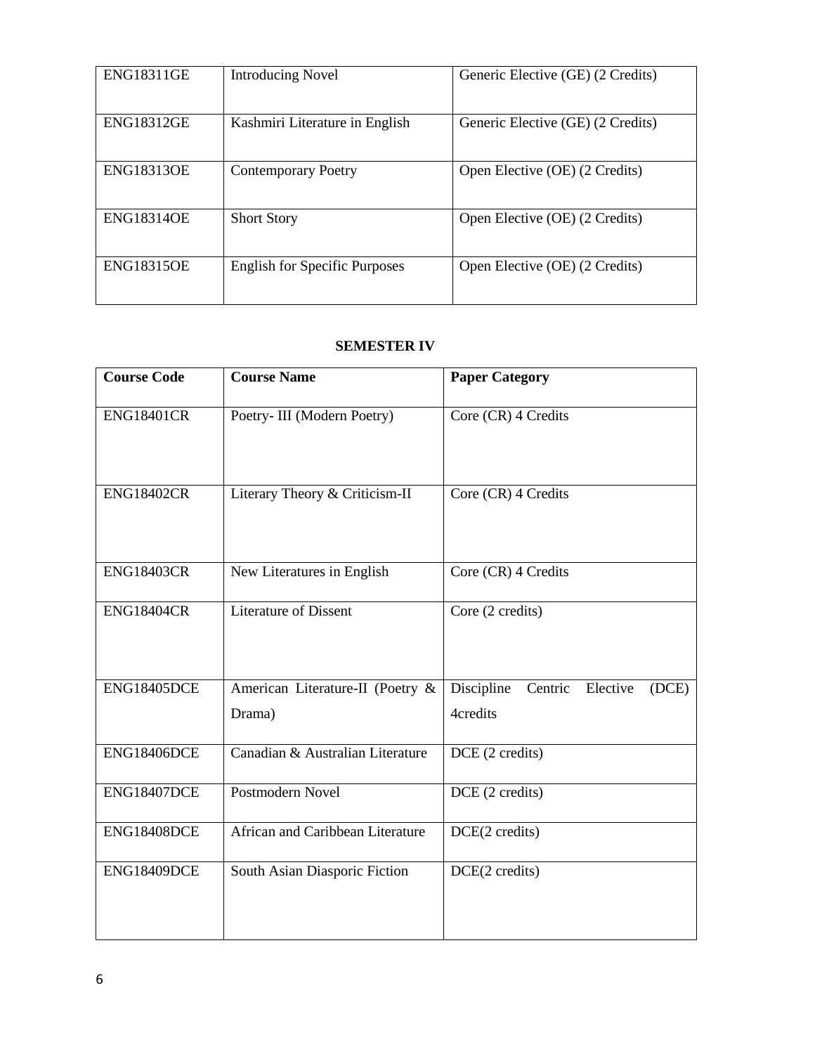| ENG18311GE | Introducing Novel | Generic Elective (GE) (2 Credits) |
|---|---|---|
| ENG18312GE | Kashmiri Literature in English | Generic Elective (GE) (2 Credits) |
| ENG18313OE | Contemporary Poetry | Open Elective (OE) (2 Credits) |
| ENG18314OE | Short Story | Open Elective (OE) (2 Credits) |
| ENG18315OE | English for Specific Purposes | Open Elective (OE) (2 Credits) |

**SEMESTER IV**

| **Course Code** | **Course Name** | **Paper Category** |
|---|---|---|
| ENG18401CR | Poetry- III (Modern Poetry) | Core (CR) 4 Credits |
| ENG18402CR | Literary Theory & Criticism-II | Core (CR) 4 Credits |
| ENG18403CR | New Literatures in English | Core (CR) 4 Credits |
| ENG18404CR | Literature of Dissent | Core (2 credits) |
| ENG18405DCE | American Literature-II (Poetry & Drama) | Discipline Centric Elective (DCE) 4credits |
| ENG18406DCE | Canadian & Australian Literature | DCE (2 credits) |
| ENG18407DCE | Postmodern Novel | DCE (2 credits) |
| ENG18408DCE | African and Caribbean Literature | DCE(2 credits) |
| ENG18409DCE | South Asian Diasporic Fiction | DCE(2 credits) |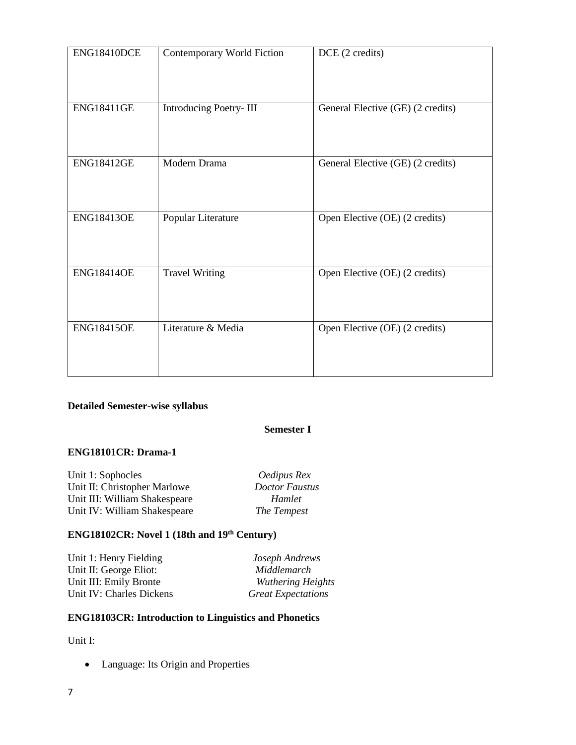| ENG18410DCE | Contemporary World Fiction | DCE (2 credits) |
|---|---|---|
| ENG18411GE | Introducing Poetry- III | General Elective (GE) (2 credits) |
| ENG18412GE | Modern Drama | General Elective (GE) (2 credits) |
| ENG18413OE | Popular Literature | Open Elective (OE) (2 credits) |
| ENG18414OE | Travel Writing | Open Elective (OE) (2 credits) |
| ENG18415OE | Literature & Media | Open Elective (OE) (2 credits) |

**Detailed Semester-wise syllabus**

**Semester I**

**ENG18101CR: Drama-1**

Unit 1: Sophocles *Oedipus Rex*
Unit II: Christopher Marlowe *Doctor Faustus*
Unit III: William Shakespeare *Hamlet*
Unit IV: William Shakespeare *The Tempest*

**ENG18102CR: Novel 1 (18th and 19th Century)**

Unit 1: Henry Fielding *Joseph Andrews*
Unit II: George Eliot: *Middlemarch*
Unit III: Emily Bronte *Wuthering Heights*
Unit IV: Charles Dickens *Great Expectations*

**ENG18103CR: Introduction to Linguistics and Phonetics**

Unit I:

- Language: Its Origin and Properties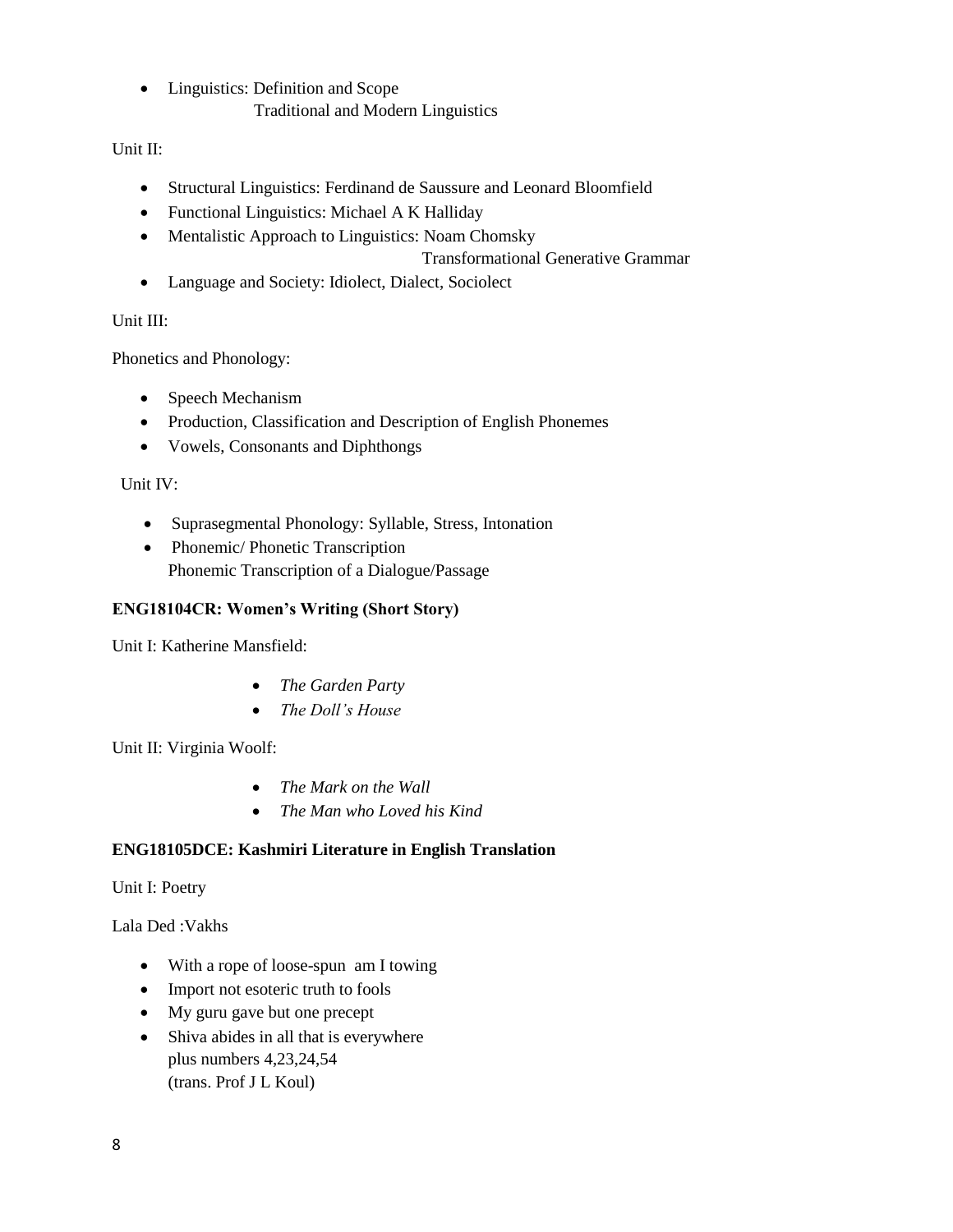- Linguistics: Definition and Scope
  Traditional and Modern Linguistics

Unit II:

- Structural Linguistics: Ferdinand de Saussure and Leonard Bloomfield
- Functional Linguistics: Michael A K Halliday
- Mentalistic Approach to Linguistics: Noam Chomsky
  Transformational Generative Grammar
- Language and Society: Idiolect, Dialect, Sociolect

Unit III:

Phonetics and Phonology:

- Speech Mechanism
- Production, Classification and Description of English Phonemes
- Vowels, Consonants and Diphthongs

Unit IV:

- Suprasegmental Phonology: Syllable, Stress, Intonation
- Phonemic/ Phonetic Transcription
  Phonemic Transcription of a Dialogue/Passage

**ENG18104CR: Women's Writing (Short Story)**

Unit I: Katherine Mansfield:

- *The Garden Party*
- *The Doll's House*

Unit II: Virginia Woolf:

- *The Mark on the Wall*
- *The Man who Loved his Kind*

**ENG18105DCE: Kashmiri Literature in English Translation**

Unit I: Poetry

Lala Ded :Vakhs

- With a rope of loose-spun am I towing
- Import not esoteric truth to fools
- My guru gave but one precept
- Shiva abides in all that is everywhere
  plus numbers 4,23,24,54
  (trans. Prof J L Koul)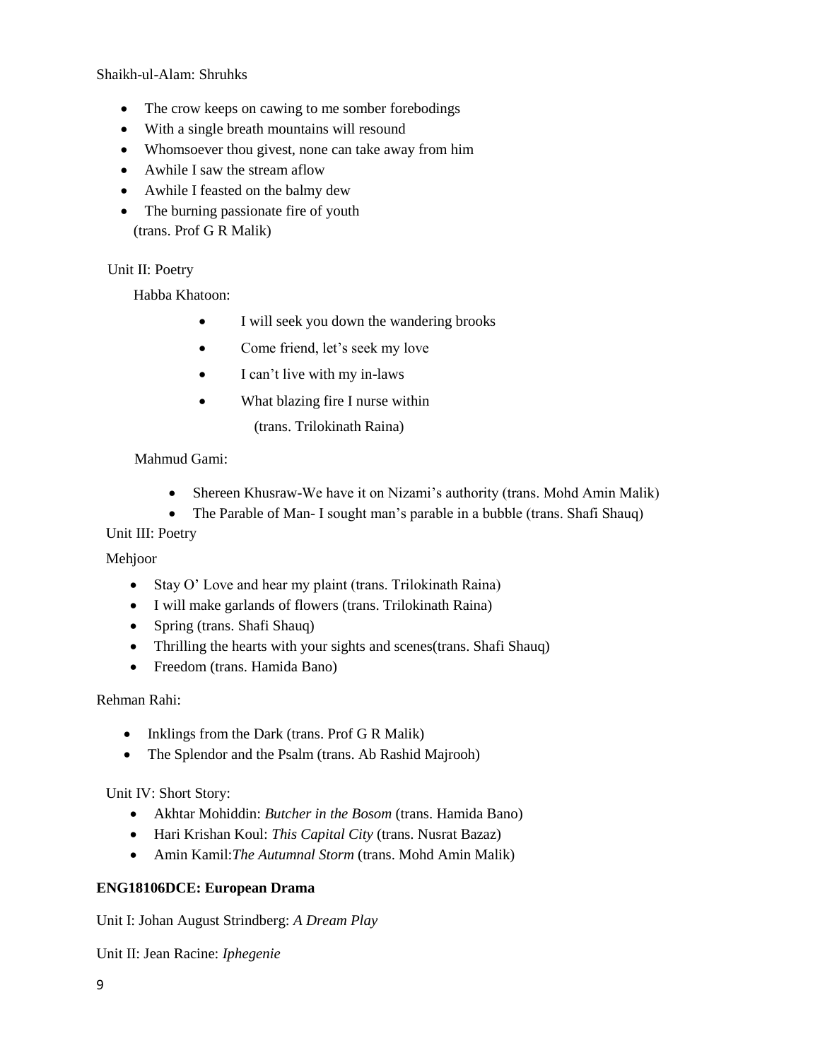Shaikh-ul-Alam: Shruhks

- The crow keeps on cawing to me somber forebodings
- With a single breath mountains will resound
- Whomsoever thou givest, none can take away from him
- Awhile I saw the stream aflow
- Awhile I feasted on the balmy dew
- The burning passionate fire of youth

(trans. Prof G R Malik)

Unit II: Poetry

Habba Khatoon:

- I will seek you down the wandering brooks
- Come friend, let's seek my love
- I can't live with my in-laws
- What blazing fire I nurse within

(trans. Trilokinath Raina)

Mahmud Gami:

- Shereen Khusraw-We have it on Nizami's authority (trans. Mohd Amin Malik)
- The Parable of Man- I sought man's parable in a bubble (trans. Shafi Shauq)

Unit III: Poetry

Mehjoor

- Stay O' Love and hear my plaint (trans. Trilokinath Raina)
- I will make garlands of flowers (trans. Trilokinath Raina)
- Spring (trans. Shafi Shauq)
- Thrilling the hearts with your sights and scenes(trans. Shafi Shauq)
- Freedom (trans. Hamida Bano)

Rehman Rahi:

- Inklings from the Dark (trans. Prof G R Malik)
- The Splendor and the Psalm (trans. Ab Rashid Majrooh)

Unit IV: Short Story:

- Akhtar Mohiddin: *Butcher in the Bosom* (trans. Hamida Bano)
- Hari Krishan Koul: *This Capital City* (trans. Nusrat Bazaz)
- Amin Kamil:*The Autumnal Storm* (trans. Mohd Amin Malik)

**ENG18106DCE: European Drama**

Unit I: Johan August Strindberg: *A Dream Play*

Unit II: Jean Racine: *Iphegenie*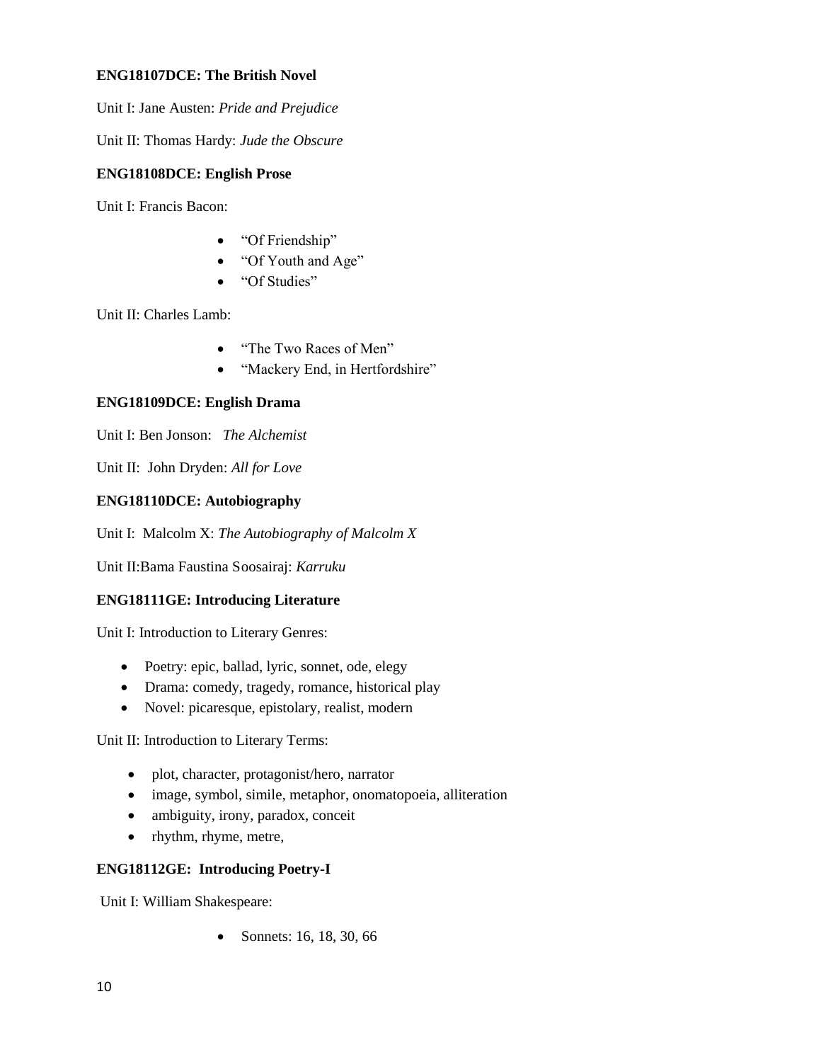**ENG18107DCE: The British Novel**

Unit I: Jane Austen: *Pride and Prejudice*

Unit II: Thomas Hardy: *Jude the Obscure*

**ENG18108DCE: English Prose**

Unit I: Francis Bacon:

- "Of Friendship"
- "Of Youth and Age"
- "Of Studies"

Unit II: Charles Lamb:

- "The Two Races of Men"
- "Mackery End, in Hertfordshire"

**ENG18109DCE: English Drama**

Unit I: Ben Jonson: *The Alchemist*

Unit II: John Dryden: *All for Love*

**ENG18110DCE: Autobiography**

Unit I: Malcolm X: *The Autobiography of Malcolm X*

Unit II:Bama Faustina Soosairaj: *Karruku*

**ENG18111GE: Introducing Literature**

Unit I: Introduction to Literary Genres:

- Poetry: epic, ballad, lyric, sonnet, ode, elegy
- Drama: comedy, tragedy, romance, historical play
- Novel: picaresque, epistolary, realist, modern

Unit II: Introduction to Literary Terms:

- plot, character, protagonist/hero, narrator
- image, symbol, simile, metaphor, onomatopoeia, alliteration
- ambiguity, irony, paradox, conceit
- rhythm, rhyme, metre,

**ENG18112GE: Introducing Poetry-I**

Unit I: William Shakespeare:

- Sonnets: 16, 18, 30, 66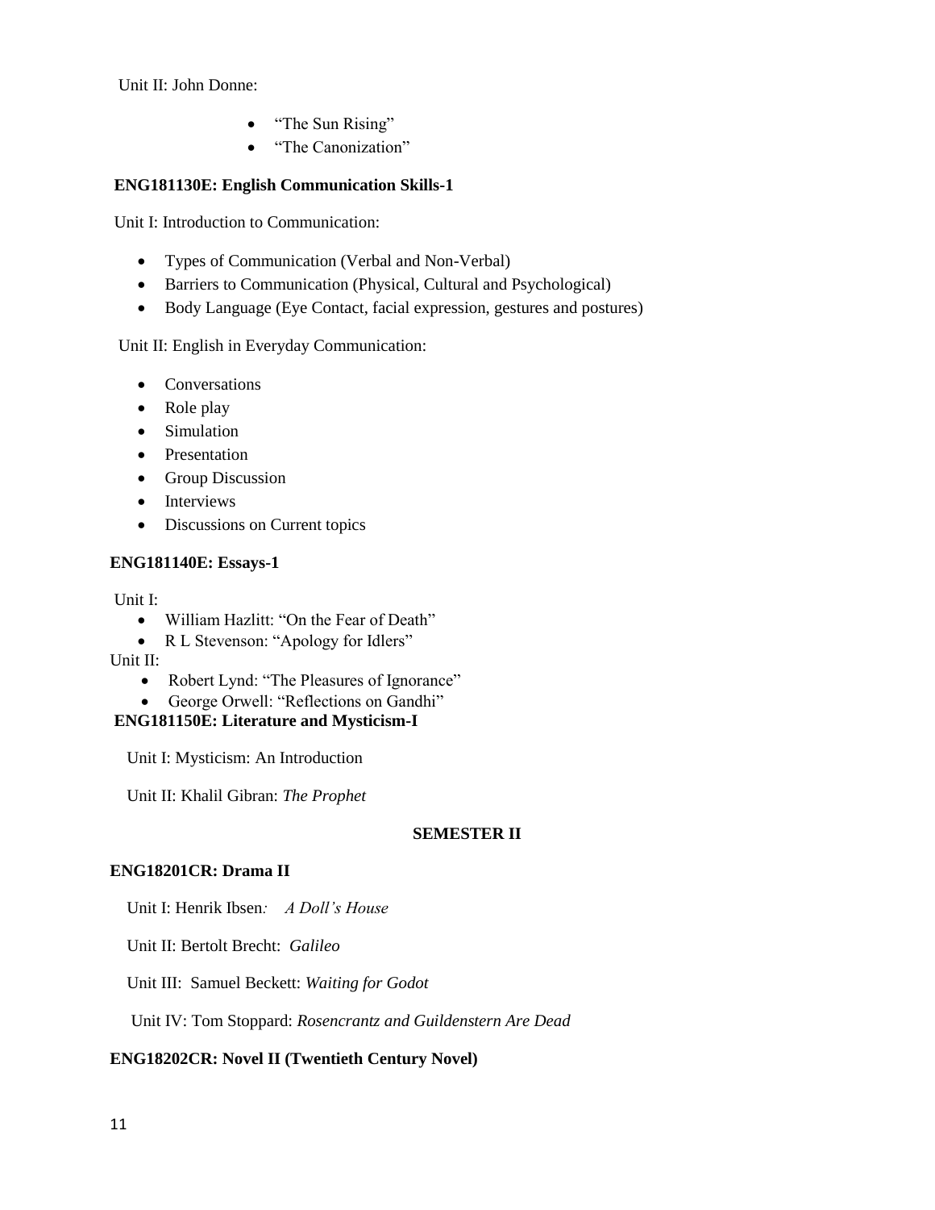Unit II: John Donne:

- "The Sun Rising"
- "The Canonization"

**ENG181130E: English Communication Skills-1**

Unit I: Introduction to Communication:

- Types of Communication (Verbal and Non-Verbal)
- Barriers to Communication (Physical, Cultural and Psychological)
- Body Language (Eye Contact, facial expression, gestures and postures)

Unit II: English in Everyday Communication:

- Conversations
- Role play
- Simulation
- Presentation
- Group Discussion
- Interviews
- Discussions on Current topics

**ENG181140E: Essays-1**

Unit I:

- William Hazlitt: "On the Fear of Death"
- R L Stevenson: "Apology for Idlers"

Unit II:

- Robert Lynd: "The Pleasures of Ignorance"
- George Orwell: "Reflections on Gandhi"

**ENG181150E: Literature and Mysticism-I**

Unit I: Mysticism: An Introduction

Unit II: Khalil Gibran: *The Prophet*

**SEMESTER II**

**ENG18201CR: Drama II**

Unit I: Henrik Ibsen: *A Doll's House*

Unit II: Bertolt Brecht: *Galileo*

Unit III: Samuel Beckett: *Waiting for Godot*

Unit IV: Tom Stoppard: *Rosencrantz and Guildenstern Are Dead*

**ENG18202CR: Novel II (Twentieth Century Novel)**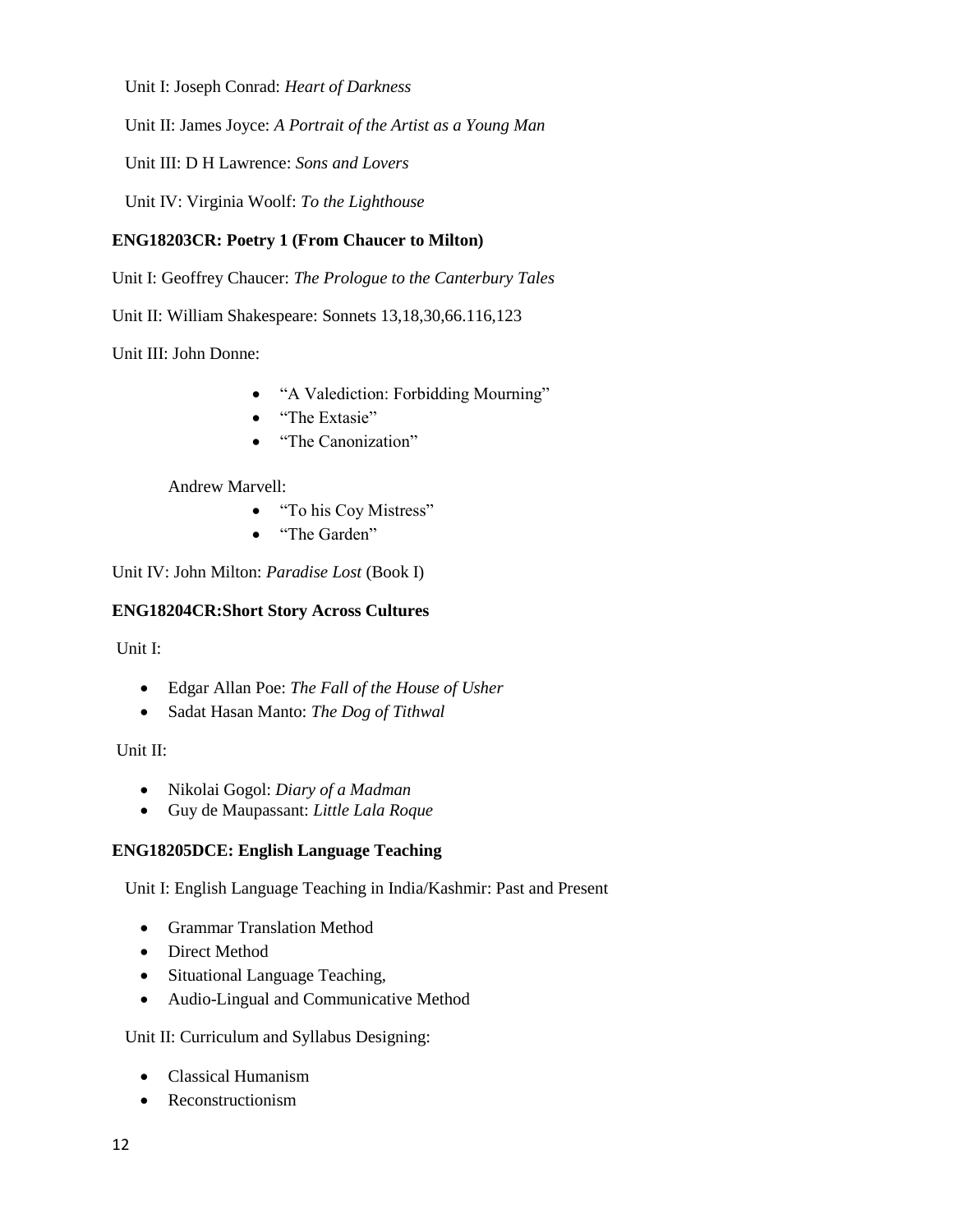Unit I: Joseph Conrad: *Heart of Darkness*

Unit II: James Joyce: *A Portrait of the Artist as a Young Man*

Unit III: D H Lawrence: *Sons and Lovers*

Unit IV: Virginia Woolf: *To the Lighthouse*

**ENG18203CR: Poetry 1 (From Chaucer to Milton)**

Unit I: Geoffrey Chaucer: *The Prologue to the Canterbury Tales*

Unit II: William Shakespeare: Sonnets 13,18,30,66.116,123

Unit III: John Donne:

- "A Valediction: Forbidding Mourning"
- "The Extasie"
- "The Canonization"

Andrew Marvell:

- "To his Coy Mistress"
- "The Garden"

Unit IV: John Milton: *Paradise Lost* (Book I)

**ENG18204CR:Short Story Across Cultures**

Unit I:

- Edgar Allan Poe: *The Fall of the House of Usher*
- Sadat Hasan Manto: *The Dog of Tithwal*

Unit II:

- Nikolai Gogol: *Diary of a Madman*
- Guy de Maupassant: *Little Lala Roque*

**ENG18205DCE: English Language Teaching**

Unit I: English Language Teaching in India/Kashmir: Past and Present

- Grammar Translation Method
- Direct Method
- Situational Language Teaching,
- Audio-Lingual and Communicative Method

Unit II: Curriculum and Syllabus Designing:

- Classical Humanism
- Reconstructionism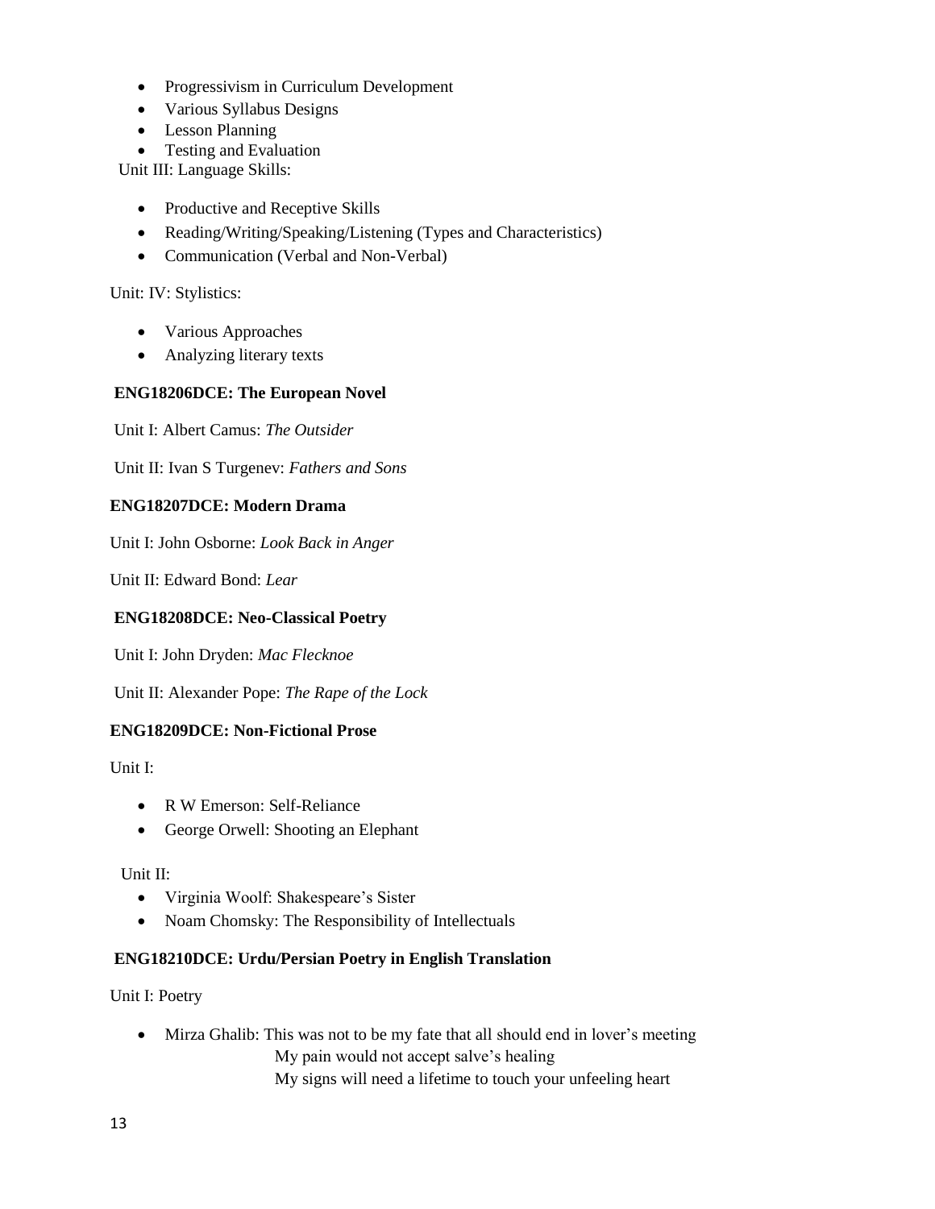- Progressivism in Curriculum Development
- Various Syllabus Designs
- Lesson Planning
- Testing and Evaluation

Unit III: Language Skills:

- Productive and Receptive Skills
- Reading/Writing/Speaking/Listening (Types and Characteristics)
- Communication (Verbal and Non-Verbal)

Unit: IV: Stylistics:

- Various Approaches
- Analyzing literary texts

**ENG18206DCE: The European Novel**

Unit I: Albert Camus: *The Outsider*

Unit II: Ivan S Turgenev: *Fathers and Sons*

**ENG18207DCE: Modern Drama**

Unit I: John Osborne: *Look Back in Anger*

Unit II: Edward Bond: *Lear*

**ENG18208DCE: Neo-Classical Poetry**

Unit I: John Dryden: *Mac Flecknoe*

Unit II: Alexander Pope: *The Rape of the Lock*

**ENG18209DCE: Non-Fictional Prose**

Unit I:

- R W Emerson: Self-Reliance
- George Orwell: Shooting an Elephant

Unit II:

- Virginia Woolf: Shakespeare's Sister
- Noam Chomsky: The Responsibility of Intellectuals

**ENG18210DCE: Urdu/Persian Poetry in English Translation**

Unit I: Poetry

- Mirza Ghalib: This was not to be my fate that all should end in lover's meeting
  My pain would not accept salve's healing
  My signs will need a lifetime to touch your unfeeling heart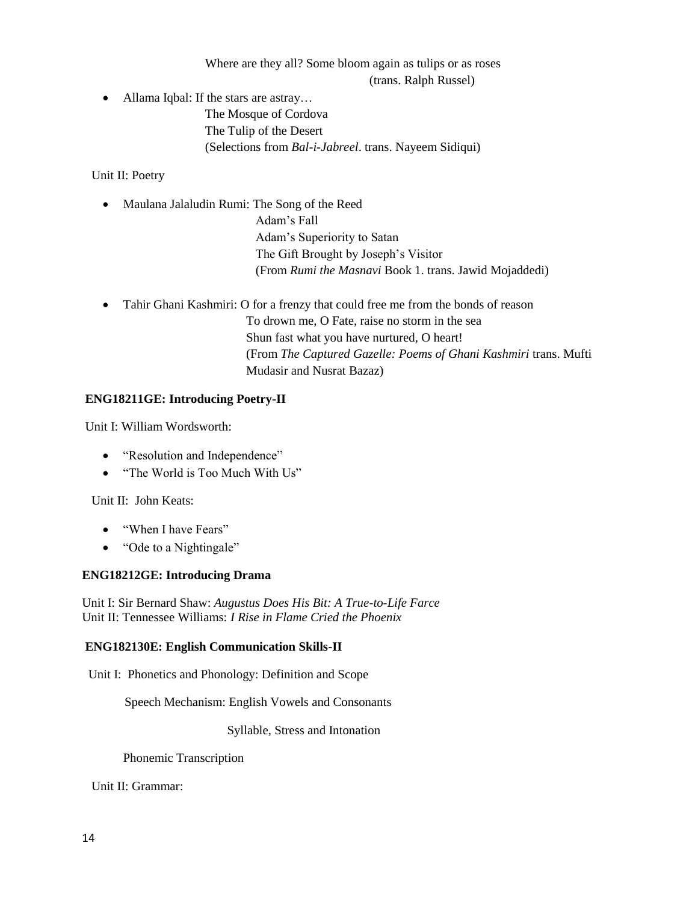Where are they all? Some bloom again as tulips or as roses
(trans. Ralph Russel)

- Allama Iqbal: If the stars are astray…
  The Mosque of Cordova
  The Tulip of the Desert
  (Selections from *Bal-i-Jabreel*. trans. Nayeem Sidiqui)

Unit II: Poetry

- Maulana Jalaludin Rumi: The Song of the Reed
  Adam's Fall
  Adam's Superiority to Satan
  The Gift Brought by Joseph's Visitor
  (From *Rumi the Masnavi* Book 1. trans. Jawid Mojaddedi)

- Tahir Ghani Kashmiri: O for a frenzy that could free me from the bonds of reason
  To drown me, O Fate, raise no storm in the sea
  Shun fast what you have nurtured, O heart!
  (From *The Captured Gazelle: Poems of Ghani Kashmiri* trans. Mufti Mudasir and Nusrat Bazaz)

**ENG18211GE: Introducing Poetry-II**

Unit I: William Wordsworth:

- "Resolution and Independence"
- "The World is Too Much With Us"

Unit II: John Keats:

- "When I have Fears"
- "Ode to a Nightingale"

**ENG18212GE: Introducing Drama**

Unit I: Sir Bernard Shaw: *Augustus Does His Bit: A True-to-Life Farce*
Unit II: Tennessee Williams: *I Rise in Flame Cried the Phoenix*

**ENG182130E: English Communication Skills-II**

Unit I: Phonetics and Phonology: Definition and Scope

Speech Mechanism: English Vowels and Consonants

Syllable, Stress and Intonation

Phonemic Transcription

Unit II: Grammar: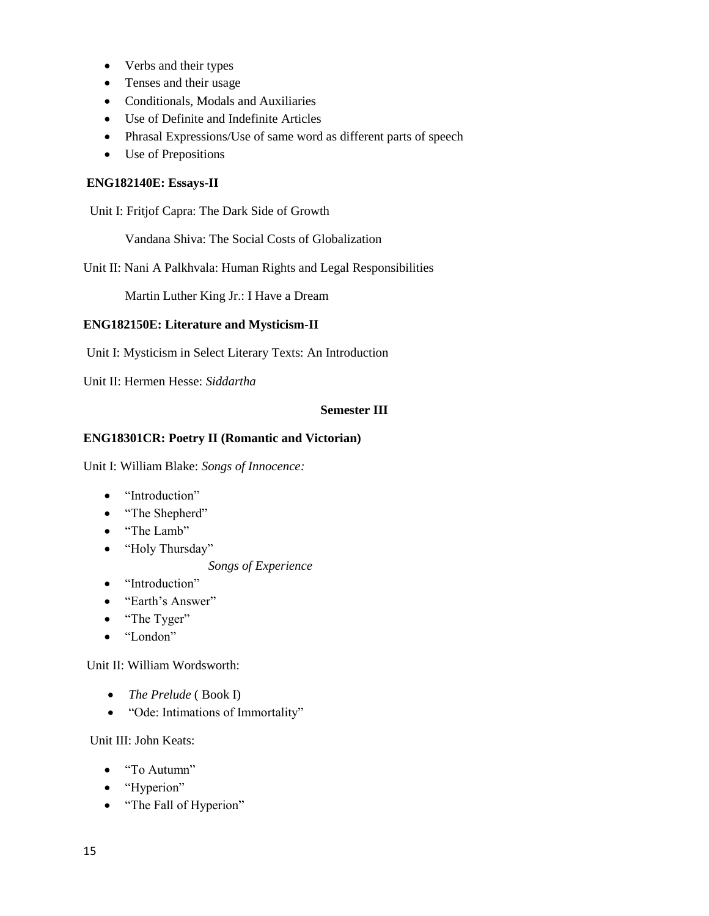- Verbs and their types
- Tenses and their usage
- Conditionals, Modals and Auxiliaries
- Use of Definite and Indefinite Articles
- Phrasal Expressions/Use of same word as different parts of speech
- Use of Prepositions

**ENG182140E: Essays-II**

Unit I: Fritjof Capra: The Dark Side of Growth

Vandana Shiva: The Social Costs of Globalization

Unit II: Nani A Palkhvala: Human Rights and Legal Responsibilities

Martin Luther King Jr.: I Have a Dream

**ENG182150E: Literature and Mysticism-II**

Unit I: Mysticism in Select Literary Texts: An Introduction

Unit II: Hermen Hesse: *Siddartha*

## Semester III

**ENG18301CR: Poetry II (Romantic and Victorian)**

Unit I: William Blake: *Songs of Innocence:*

- "Introduction"
- "The Shepherd"
- "The Lamb"
- "Holy Thursday"

*Songs of Experience*

- "Introduction"
- "Earth's Answer"
- "The Tyger"
- "London"

Unit II: William Wordsworth:

- *The Prelude* ( Book I)
- "Ode: Intimations of Immortality"

Unit III: John Keats:

- "To Autumn"
- "Hyperion"
- "The Fall of Hyperion"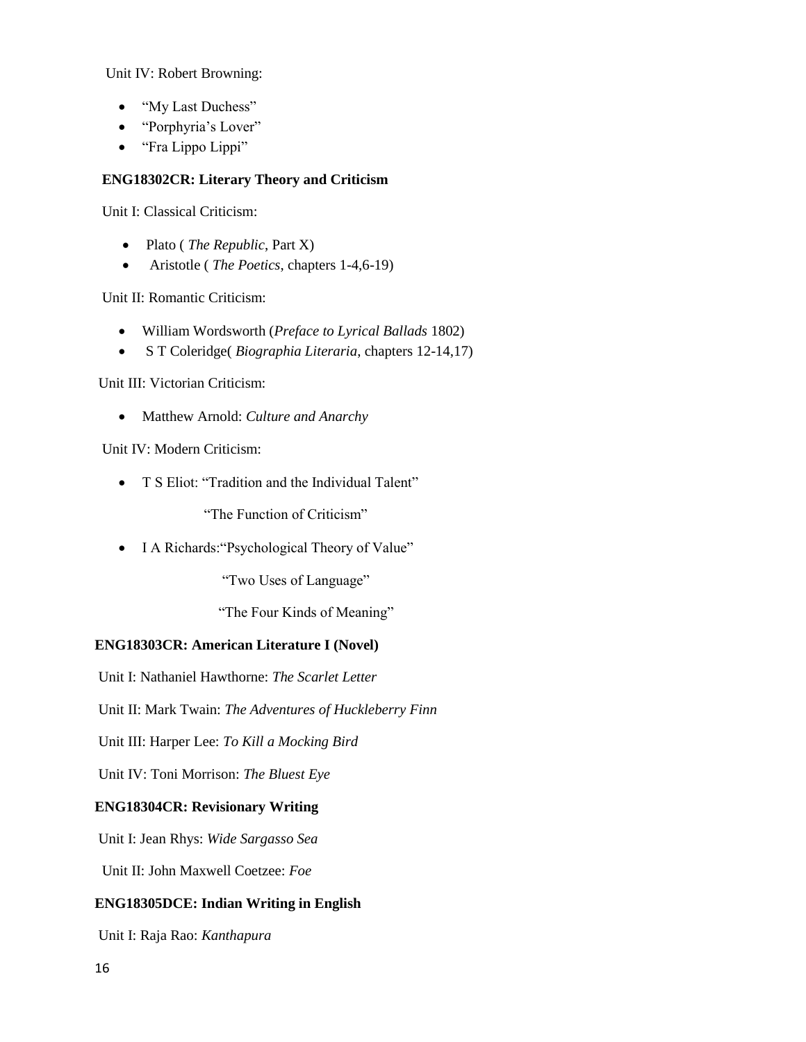Unit IV: Robert Browning:

- "My Last Duchess"
- "Porphyria's Lover"
- "Fra Lippo Lippi"

**ENG18302CR: Literary Theory and Criticism**

Unit I: Classical Criticism:

- Plato ( *The Republic*, Part X)
- Aristotle ( *The Poetics*, chapters 1-4,6-19)

Unit II: Romantic Criticism:

- William Wordsworth (*Preface to Lyrical Ballads* 1802)
- S T Coleridge( *Biographia Literaria*, chapters 12-14,17)

Unit III: Victorian Criticism:

- Matthew Arnold: *Culture and Anarchy*

Unit IV: Modern Criticism:

- T S Eliot: "Tradition and the Individual Talent"

  "The Function of Criticism"

- I A Richards:"Psychological Theory of Value"

  "Two Uses of Language"

  "The Four Kinds of Meaning"

**ENG18303CR: American Literature I (Novel)**

Unit I: Nathaniel Hawthorne: *The Scarlet Letter*

Unit II: Mark Twain: *The Adventures of Huckleberry Finn*

Unit III: Harper Lee: *To Kill a Mocking Bird*

Unit IV: Toni Morrison: *The Bluest Eye*

**ENG18304CR: Revisionary Writing**

Unit I: Jean Rhys: *Wide Sargasso Sea*

Unit II: John Maxwell Coetzee: *Foe*

**ENG18305DCE: Indian Writing in English**

Unit I: Raja Rao: *Kanthapura*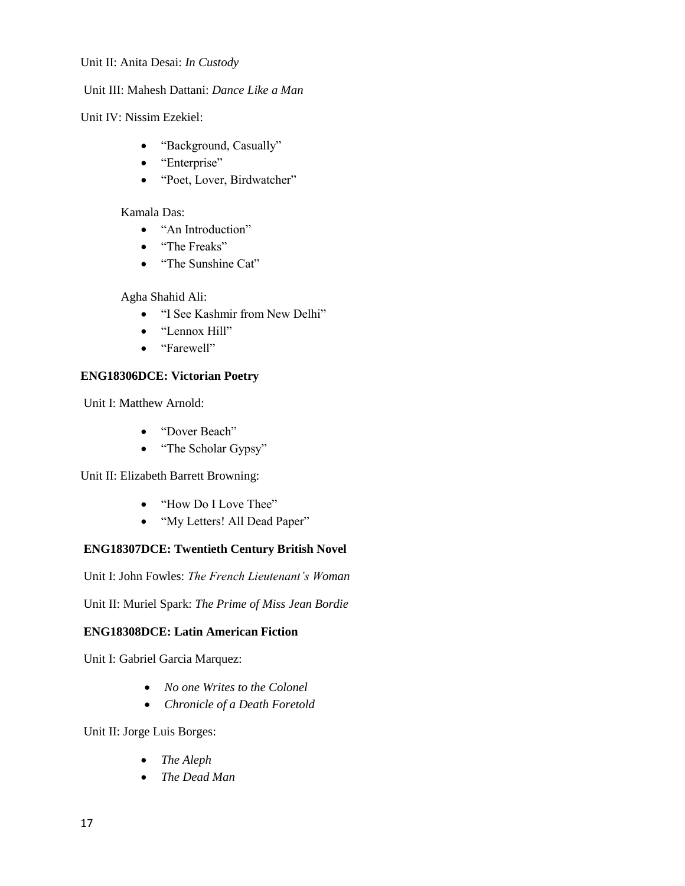Unit II: Anita Desai: *In Custody*

Unit III: Mahesh Dattani: *Dance Like a Man*

Unit IV: Nissim Ezekiel:

- "Background, Casually"
- "Enterprise"
- "Poet, Lover, Birdwatcher"

Kamala Das:

- "An Introduction"
- "The Freaks"
- "The Sunshine Cat"

Agha Shahid Ali:

- "I See Kashmir from New Delhi"
- "Lennox Hill"
- "Farewell"

**ENG18306DCE: Victorian Poetry**

Unit I: Matthew Arnold:

- "Dover Beach"
- "The Scholar Gypsy"

Unit II: Elizabeth Barrett Browning:

- "How Do I Love Thee"
- "My Letters! All Dead Paper"

**ENG18307DCE: Twentieth Century British Novel**

Unit I: John Fowles: *The French Lieutenant's Woman*

Unit II: Muriel Spark: *The Prime of Miss Jean Bordie*

**ENG18308DCE: Latin American Fiction**

Unit I: Gabriel Garcia Marquez:

- *No one Writes to the Colonel*
- *Chronicle of a Death Foretold*

Unit II: Jorge Luis Borges:

- *The Aleph*
- *The Dead Man*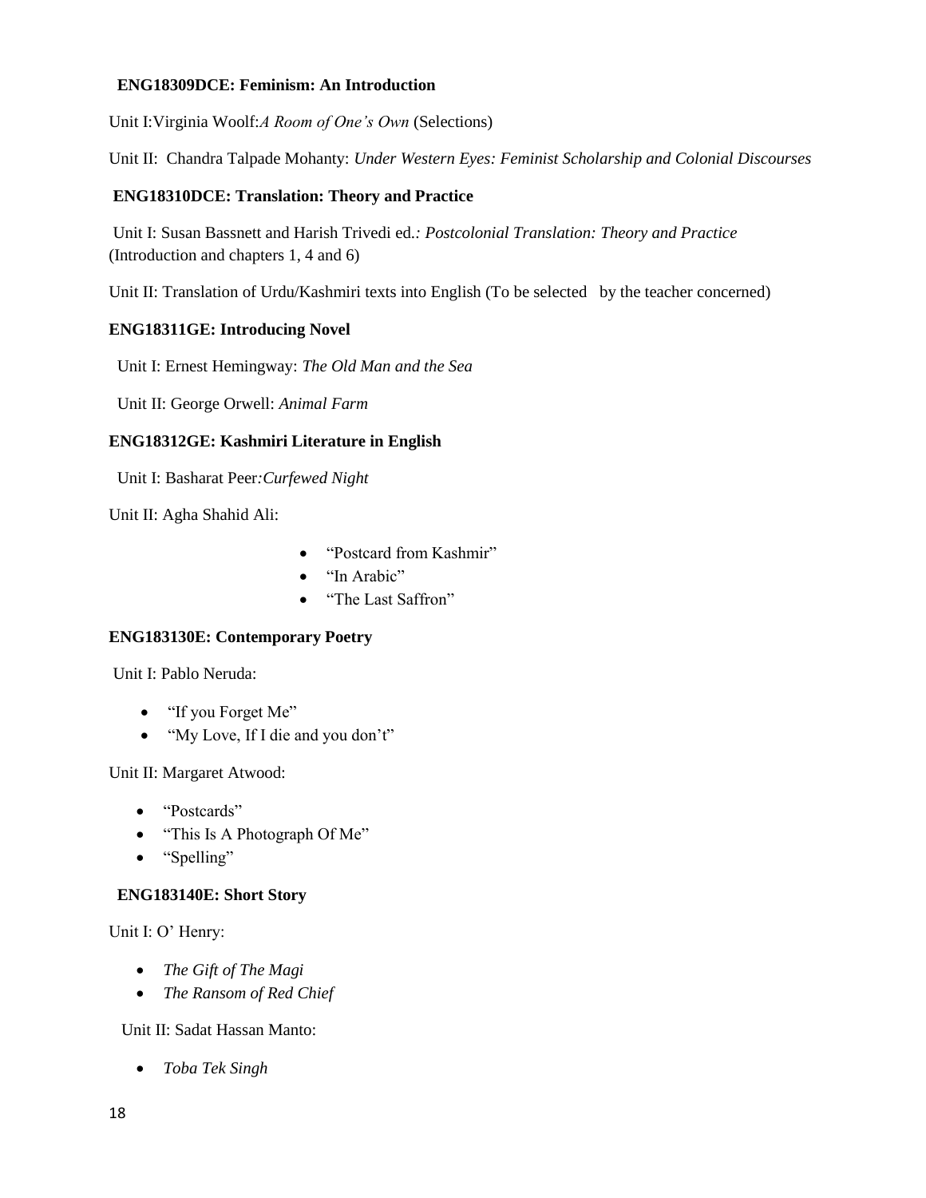**ENG18309DCE: Feminism: An Introduction**

Unit I:Virginia Woolf:*A Room of One's Own* (Selections)

Unit II: Chandra Talpade Mohanty: *Under Western Eyes: Feminist Scholarship and Colonial Discourses*

**ENG18310DCE: Translation: Theory and Practice**

Unit I: Susan Bassnett and Harish Trivedi ed.*: Postcolonial Translation: Theory and Practice* (Introduction and chapters 1, 4 and 6)

Unit II: Translation of Urdu/Kashmiri texts into English (To be selected by the teacher concerned)

**ENG18311GE: Introducing Novel**

Unit I: Ernest Hemingway: *The Old Man and the Sea*

Unit II: George Orwell: *Animal Farm*

**ENG18312GE: Kashmiri Literature in English**

Unit I: Basharat Peer*:Curfewed Night*

Unit II: Agha Shahid Ali:

- "Postcard from Kashmir"
- "In Arabic"
- "The Last Saffron"

**ENG183130E: Contemporary Poetry**

Unit I: Pablo Neruda:

- "If you Forget Me"
- "My Love, If I die and you don't"

Unit II: Margaret Atwood:

- "Postcards"
- "This Is A Photograph Of Me"
- "Spelling"

**ENG183140E: Short Story**

Unit I: O' Henry:

- *The Gift of The Magi*
- *The Ransom of Red Chief*

Unit II: Sadat Hassan Manto:

- *Toba Tek Singh*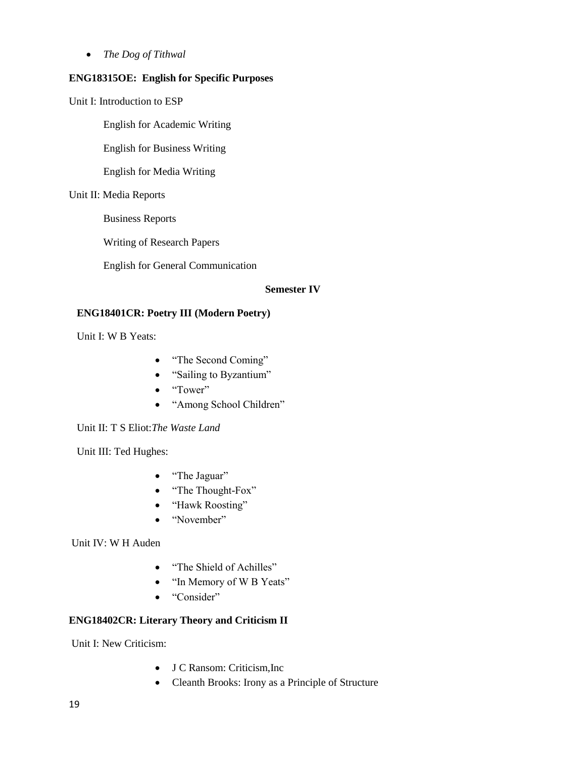- *The Dog of Tithwal*

**ENG18315OE: English for Specific Purposes**

Unit I: Introduction to ESP

English for Academic Writing

English for Business Writing

English for Media Writing

Unit II: Media Reports

Business Reports

Writing of Research Papers

English for General Communication

**Semester IV**

**ENG18401CR: Poetry III (Modern Poetry)**

Unit I: W B Yeats:

- "The Second Coming"
- "Sailing to Byzantium"
- "Tower"
- "Among School Children"

Unit II: T S Eliot:*The Waste Land*

Unit III: Ted Hughes:

- "The Jaguar"
- "The Thought-Fox"
- "Hawk Roosting"
- "November"

Unit IV: W H Auden

- "The Shield of Achilles"
- "In Memory of W B Yeats"
- "Consider"

**ENG18402CR: Literary Theory and Criticism II**

Unit I: New Criticism:

- J C Ransom: Criticism,Inc
- Cleanth Brooks: Irony as a Principle of Structure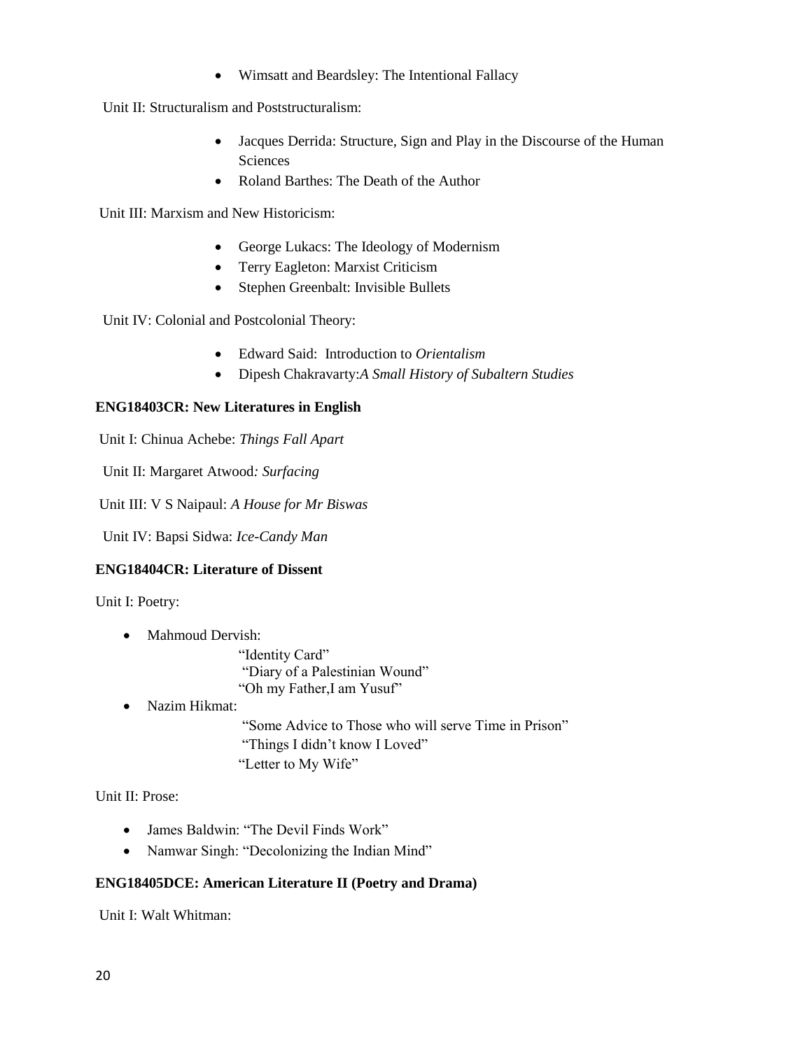- Wimsatt and Beardsley: The Intentional Fallacy

Unit II: Structuralism and Poststructuralism:

- Jacques Derrida: Structure, Sign and Play in the Discourse of the Human Sciences
- Roland Barthes: The Death of the Author

Unit III: Marxism and New Historicism:

- George Lukacs: The Ideology of Modernism
- Terry Eagleton: Marxist Criticism
- Stephen Greenbalt: Invisible Bullets

Unit IV: Colonial and Postcolonial Theory:

- Edward Said: Introduction to *Orientalism*
- Dipesh Chakravarty:*A Small History of Subaltern Studies*

**ENG18403CR: New Literatures in English**

Unit I: Chinua Achebe: *Things Fall Apart*

Unit II: Margaret Atwood*: Surfacing*

Unit III: V S Naipaul: *A House for Mr Biswas*

Unit IV: Bapsi Sidwa: *Ice-Candy Man*

**ENG18404CR: Literature of Dissent**

Unit I: Poetry:

- Mahmoud Dervish:
  - "Identity Card"
  - "Diary of a Palestinian Wound"
  - "Oh my Father,I am Yusuf"
- Nazim Hikmat:
  - "Some Advice to Those who will serve Time in Prison"
  - "Things I didn't know I Loved"
  - "Letter to My Wife"

Unit II: Prose:

- James Baldwin: "The Devil Finds Work"
- Namwar Singh: "Decolonizing the Indian Mind"

**ENG18405DCE: American Literature II (Poetry and Drama)**

Unit I: Walt Whitman: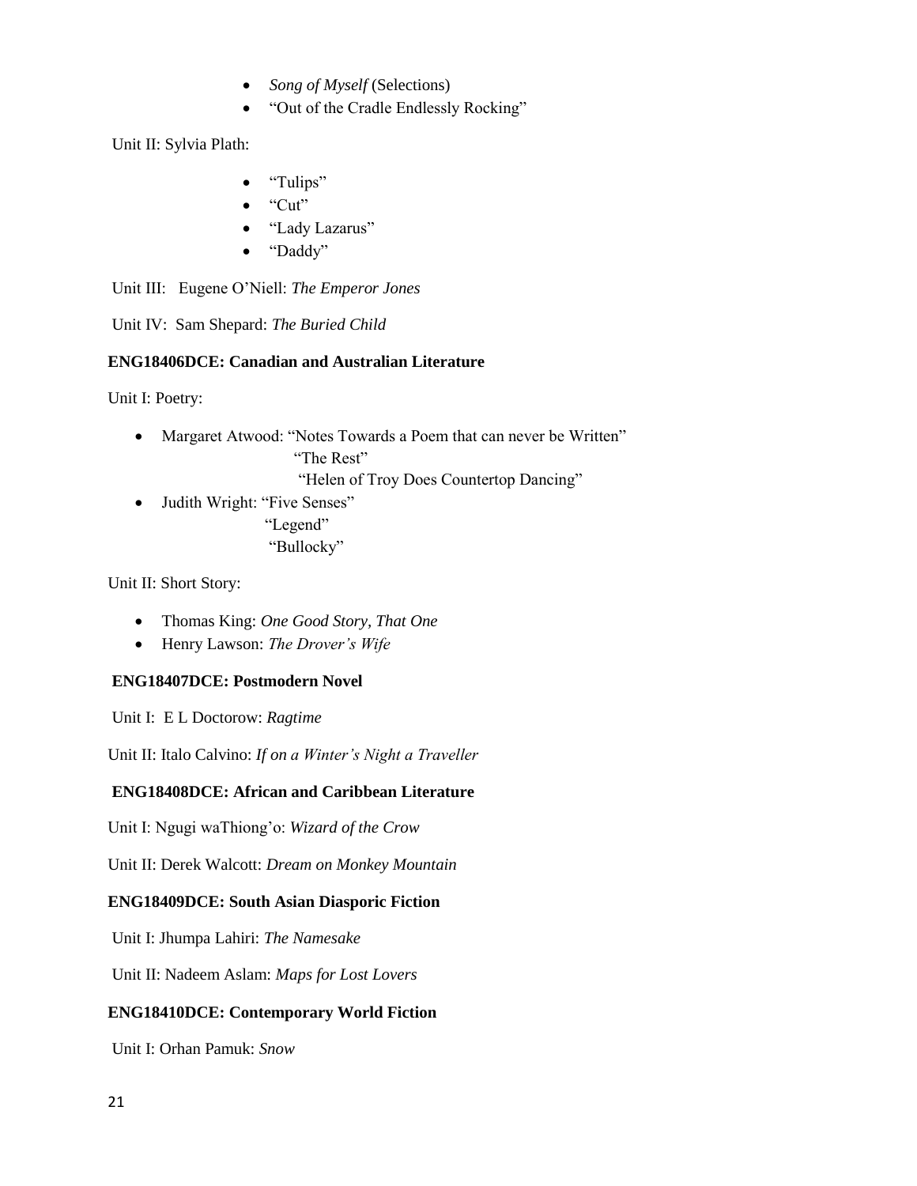- *Song of Myself* (Selections)
- "Out of the Cradle Endlessly Rocking"

Unit II: Sylvia Plath:

- "Tulips"
- "Cut"
- "Lady Lazarus"
- "Daddy"

Unit III: Eugene O'Niell: *The Emperor Jones*

Unit IV: Sam Shepard: *The Buried Child*

**ENG18406DCE: Canadian and Australian Literature**

Unit I: Poetry:

- Margaret Atwood: "Notes Towards a Poem that can never be Written"
  "The Rest"
  "Helen of Troy Does Countertop Dancing"
- Judith Wright: "Five Senses"
  "Legend"
  "Bullocky"

Unit II: Short Story:

- Thomas King: *One Good Story, That One*
- Henry Lawson: *The Drover's Wife*

**ENG18407DCE: Postmodern Novel**

Unit I: E L Doctorow: *Ragtime*

Unit II: Italo Calvino: *If on a Winter's Night a Traveller*

**ENG18408DCE: African and Caribbean Literature**

Unit I: Ngugi waThiong'o: *Wizard of the Crow*

Unit II: Derek Walcott: *Dream on Monkey Mountain*

**ENG18409DCE: South Asian Diasporic Fiction**

Unit I: Jhumpa Lahiri: *The Namesake*

Unit II: Nadeem Aslam: *Maps for Lost Lovers*

**ENG18410DCE: Contemporary World Fiction**

Unit I: Orhan Pamuk: *Snow*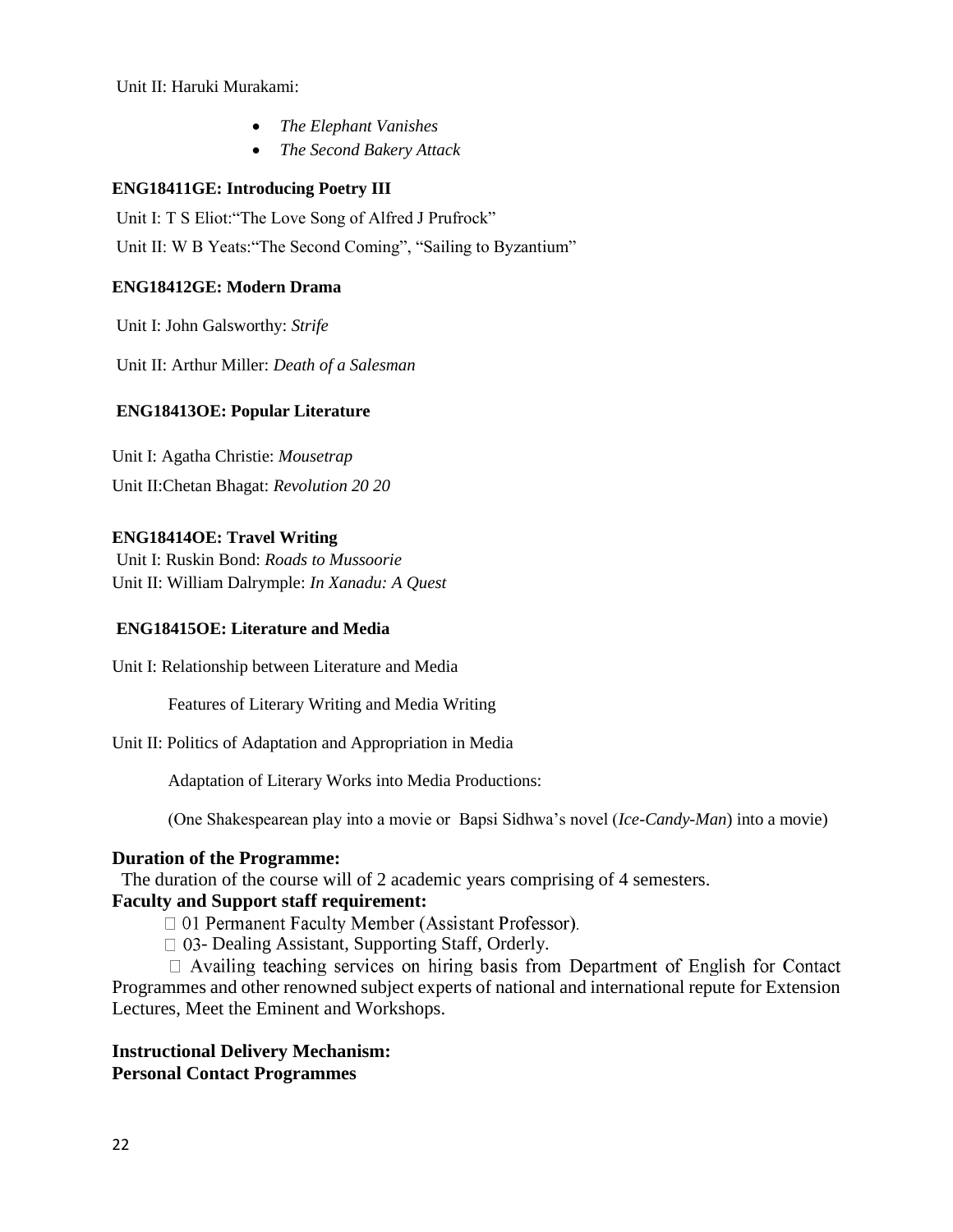Unit II: Haruki Murakami:

- *The Elephant Vanishes*
- *The Second Bakery Attack*

**ENG18411GE: Introducing Poetry III**

Unit I: T S Eliot:"The Love Song of Alfred J Prufrock"

Unit II: W B Yeats:"The Second Coming", "Sailing to Byzantium"

**ENG18412GE: Modern Drama**

Unit I: John Galsworthy: *Strife*

Unit II: Arthur Miller: *Death of a Salesman*

**ENG18413OE: Popular Literature**

Unit I: Agatha Christie: *Mousetrap*

Unit II:Chetan Bhagat: *Revolution 20 20*

**ENG18414OE: Travel Writing**

Unit I: Ruskin Bond: *Roads to Mussoorie*

Unit II: William Dalrymple: *In Xanadu: A Quest*

**ENG18415OE: Literature and Media**

Unit I: Relationship between Literature and Media

Features of Literary Writing and Media Writing

Unit II: Politics of Adaptation and Appropriation in Media

Adaptation of Literary Works into Media Productions:

(One Shakespearean play into a movie or Bapsi Sidhwa's novel (*Ice-Candy-Man*) into a movie)

**Duration of the Programme:**

The duration of the course will of 2 academic years comprising of 4 semesters.

**Faculty and Support staff requirement:**

- 01 Permanent Faculty Member (Assistant Professor).
- 03- Dealing Assistant, Supporting Staff, Orderly.
- Availing teaching services on hiring basis from Department of English for Contact Programmes and other renowned subject experts of national and international repute for Extension Lectures, Meet the Eminent and Workshops.

**Instructional Delivery Mechanism:**

**Personal Contact Programmes**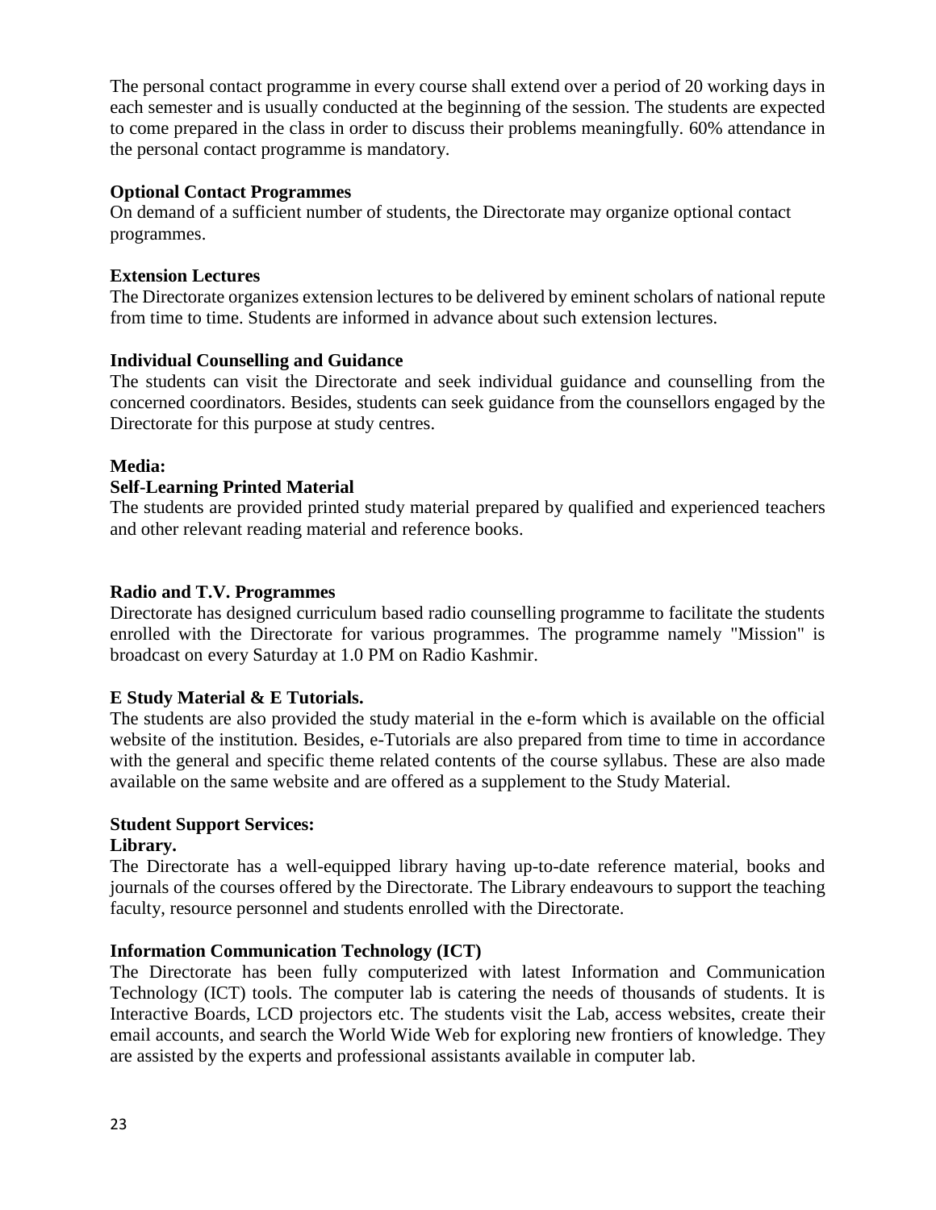The personal contact programme in every course shall extend over a period of 20 working days in each semester and is usually conducted at the beginning of the session. The students are expected to come prepared in the class in order to discuss their problems meaningfully. 60% attendance in the personal contact programme is mandatory.

**Optional Contact Programmes**

On demand of a sufficient number of students, the Directorate may organize optional contact programmes.

**Extension Lectures**

The Directorate organizes extension lectures to be delivered by eminent scholars of national repute from time to time. Students are informed in advance about such extension lectures.

**Individual Counselling and Guidance**

The students can visit the Directorate and seek individual guidance and counselling from the concerned coordinators. Besides, students can seek guidance from the counsellors engaged by the Directorate for this purpose at study centres.

**Media:**

**Self-Learning Printed Material**

The students are provided printed study material prepared by qualified and experienced teachers and other relevant reading material and reference books.

**Radio and T.V. Programmes**

Directorate has designed curriculum based radio counselling programme to facilitate the students enrolled with the Directorate for various programmes. The programme namely "Mission" is broadcast on every Saturday at 1.0 PM on Radio Kashmir.

**E Study Material & E Tutorials.**

The students are also provided the study material in the e-form which is available on the official website of the institution. Besides, e-Tutorials are also prepared from time to time in accordance with the general and specific theme related contents of the course syllabus. These are also made available on the same website and are offered as a supplement to the Study Material.

**Student Support Services:**

**Library.**

The Directorate has a well-equipped library having up-to-date reference material, books and journals of the courses offered by the Directorate. The Library endeavours to support the teaching faculty, resource personnel and students enrolled with the Directorate.

**Information Communication Technology (ICT)**

The Directorate has been fully computerized with latest Information and Communication Technology (ICT) tools. The computer lab is catering the needs of thousands of students. It is Interactive Boards, LCD projectors etc. The students visit the Lab, access websites, create their email accounts, and search the World Wide Web for exploring new frontiers of knowledge. They are assisted by the experts and professional assistants available in computer lab.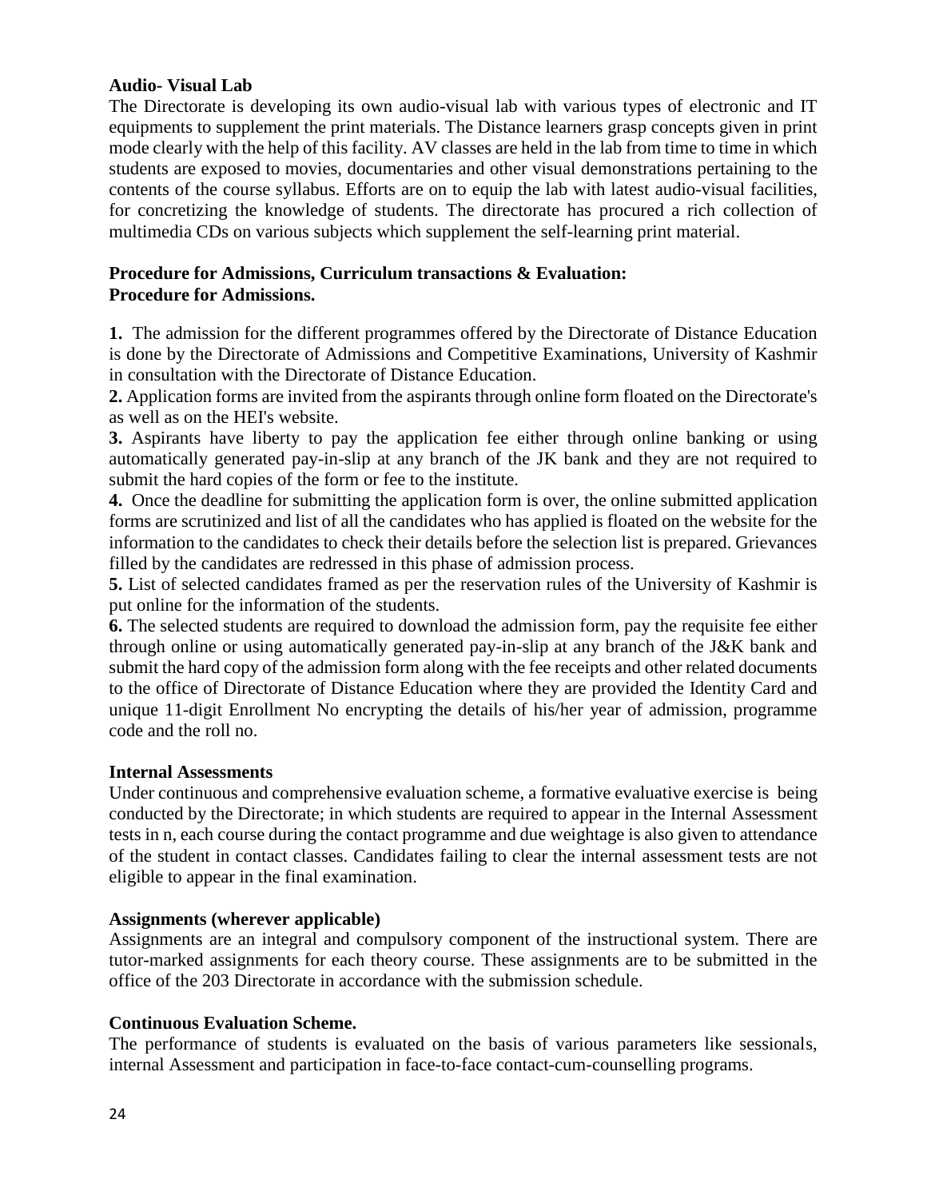**Audio- Visual Lab**

The Directorate is developing its own audio-visual lab with various types of electronic and IT equipments to supplement the print materials. The Distance learners grasp concepts given in print mode clearly with the help of this facility. AV classes are held in the lab from time to time in which students are exposed to movies, documentaries and other visual demonstrations pertaining to the contents of the course syllabus. Efforts are on to equip the lab with latest audio-visual facilities, for concretizing the knowledge of students. The directorate has procured a rich collection of multimedia CDs on various subjects which supplement the self-learning print material.

**Procedure for Admissions, Curriculum transactions & Evaluation:**
**Procedure for Admissions.**

**1.** The admission for the different programmes offered by the Directorate of Distance Education is done by the Directorate of Admissions and Competitive Examinations, University of Kashmir in consultation with the Directorate of Distance Education.

**2.** Application forms are invited from the aspirants through online form floated on the Directorate's as well as on the HEI's website.

**3.** Aspirants have liberty to pay the application fee either through online banking or using automatically generated pay-in-slip at any branch of the JK bank and they are not required to submit the hard copies of the form or fee to the institute.

**4.** Once the deadline for submitting the application form is over, the online submitted application forms are scrutinized and list of all the candidates who has applied is floated on the website for the information to the candidates to check their details before the selection list is prepared. Grievances filled by the candidates are redressed in this phase of admission process.

**5.** List of selected candidates framed as per the reservation rules of the University of Kashmir is put online for the information of the students.

**6.** The selected students are required to download the admission form, pay the requisite fee either through online or using automatically generated pay-in-slip at any branch of the J&K bank and submit the hard copy of the admission form along with the fee receipts and other related documents to the office of Directorate of Distance Education where they are provided the Identity Card and unique 11-digit Enrollment No encrypting the details of his/her year of admission, programme code and the roll no.

**Internal Assessments**

Under continuous and comprehensive evaluation scheme, a formative evaluative exercise is being conducted by the Directorate; in which students are required to appear in the Internal Assessment tests in n, each course during the contact programme and due weightage is also given to attendance of the student in contact classes. Candidates failing to clear the internal assessment tests are not eligible to appear in the final examination.

**Assignments (wherever applicable)**

Assignments are an integral and compulsory component of the instructional system. There are tutor-marked assignments for each theory course. These assignments are to be submitted in the office of the 203 Directorate in accordance with the submission schedule.

**Continuous Evaluation Scheme.**

The performance of students is evaluated on the basis of various parameters like sessionals, internal Assessment and participation in face-to-face contact-cum-counselling programs.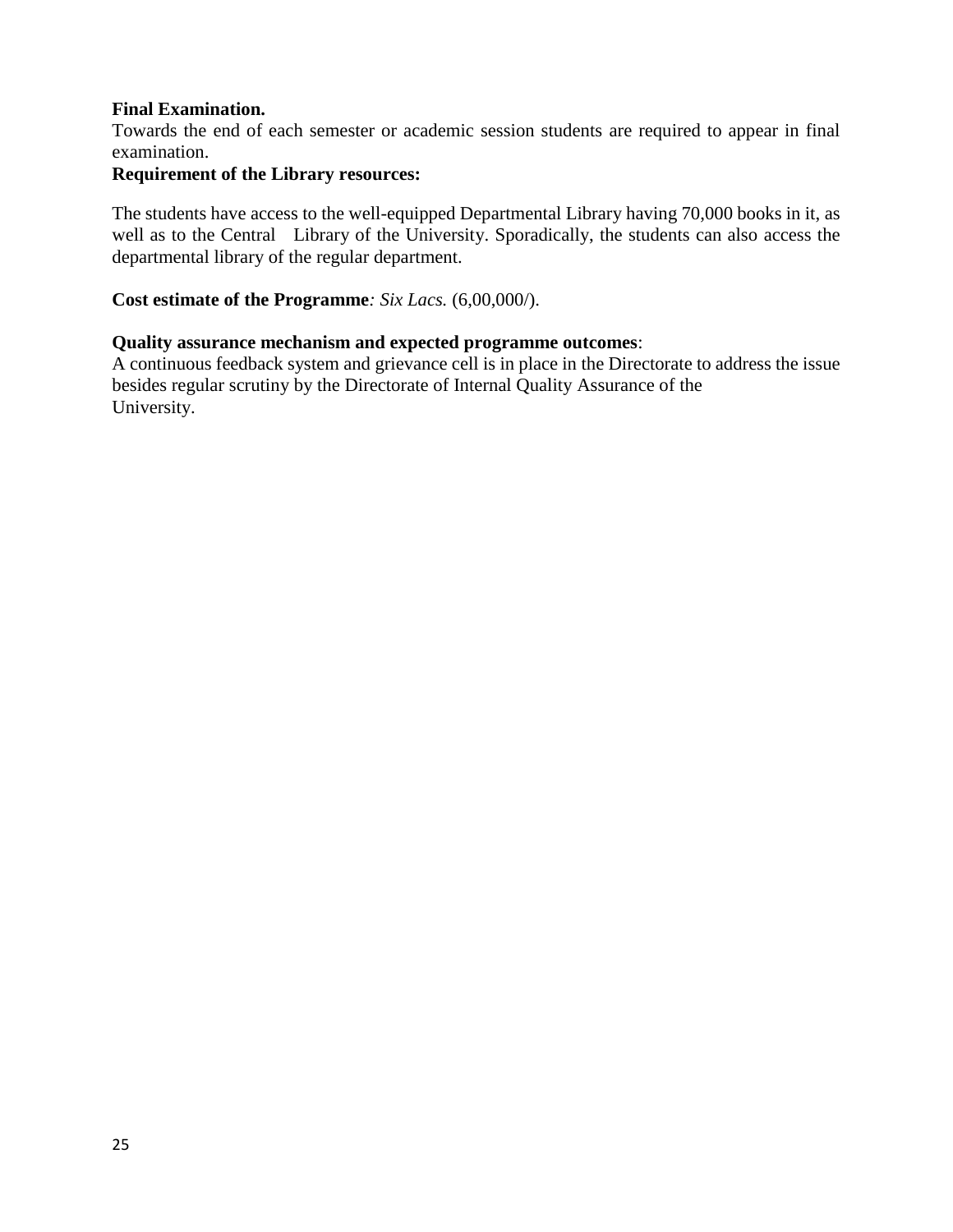**Final Examination.**

Towards the end of each semester or academic session students are required to appear in final examination.

**Requirement of the Library resources:**

The students have access to the well-equipped Departmental Library having 70,000 books in it, as well as to the Central Library of the University. Sporadically, the students can also access the departmental library of the regular department.

**Cost estimate of the Programme***: Six Lacs.* (6,00,000/).

**Quality assurance mechanism and expected programme outcomes**:

A continuous feedback system and grievance cell is in place in the Directorate to address the issue besides regular scrutiny by the Directorate of Internal Quality Assurance of the University.